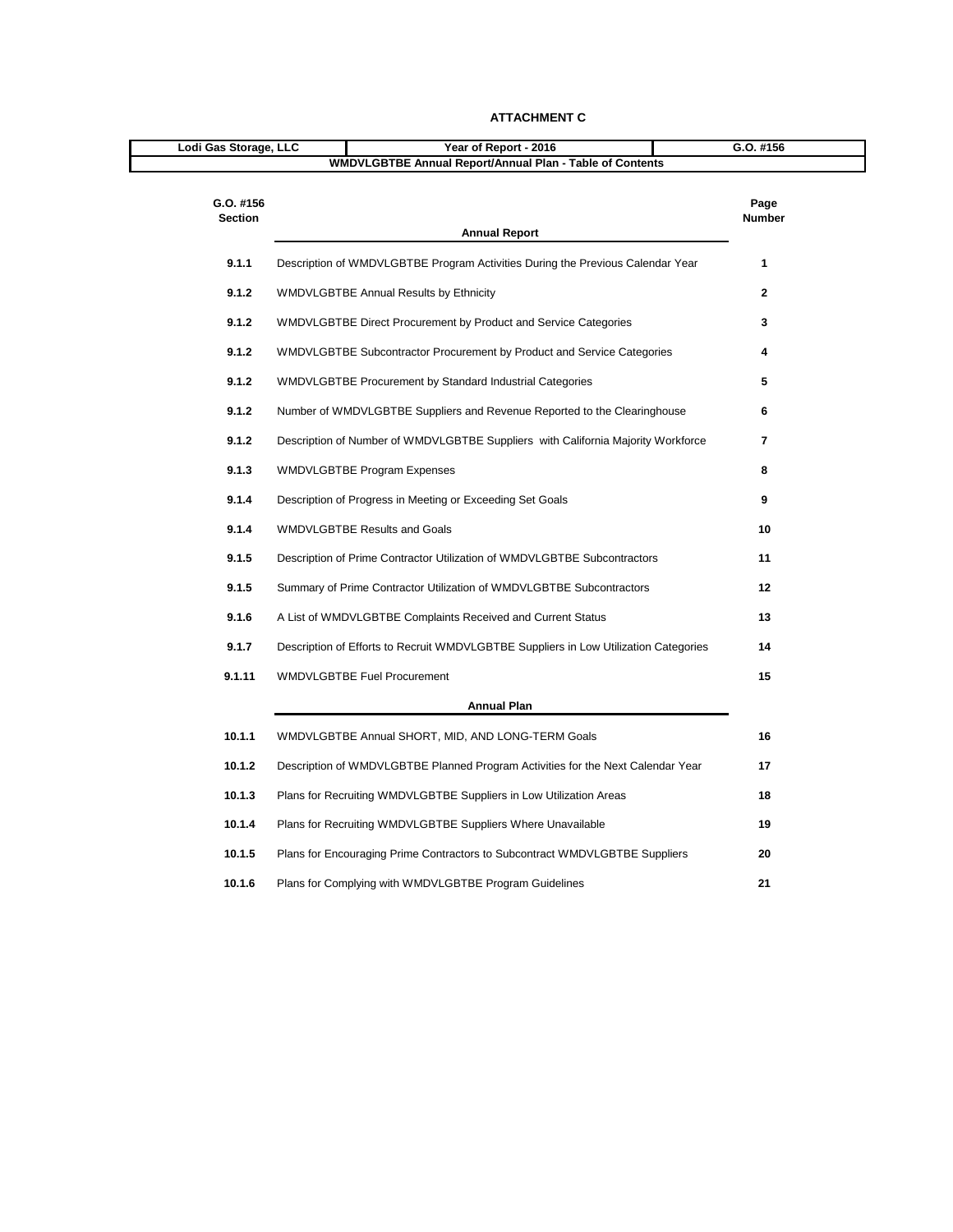**ATTACHMENT C**

| Lodi Gas Storage, LLC | Year of Report - 2016 | G.O. #156 |
|---|---|---|
| WMDVLGBTBE Annual Report/Annual Plan - Table of Contents | | |

| G.O. #156 Section | Annual Report | Page Number |
|---|---|---|
| 9.1.1 | Description of WMDVLGBTBE Program Activities During the Previous Calendar Year | 1 |
| 9.1.2 | WMDVLGBTBE Annual Results by Ethnicity | 2 |
| 9.1.2 | WMDVLGBTBE Direct Procurement by Product and Service Categories | 3 |
| 9.1.2 | WMDVLGBTBE Subcontractor Procurement by Product and Service Categories | 4 |
| 9.1.2 | WMDVLGBTBE Procurement by Standard Industrial Categories | 5 |
| 9.1.2 | Number of WMDVLGBTBE Suppliers and Revenue Reported to the Clearinghouse | 6 |
| 9.1.2 | Description of Number of WMDVLGBTBE Suppliers with California Majority Workforce | 7 |
| 9.1.3 | WMDVLGBTBE Program Expenses | 8 |
| 9.1.4 | Description of Progress in Meeting or Exceeding Set Goals | 9 |
| 9.1.4 | WMDVLGBTBE Results and Goals | 10 |
| 9.1.5 | Description of Prime Contractor Utilization of WMDVLGBTBE Subcontractors | 11 |
| 9.1.5 | Summary of Prime Contractor Utilization of WMDVLGBTBE Subcontractors | 12 |
| 9.1.6 | A List of WMDVLGBTBE Complaints Received and Current Status | 13 |
| 9.1.7 | Description of Efforts to Recruit WMDVLGBTBE Suppliers in Low Utilization Categories | 14 |
| 9.1.11 | WMDVLGBTBE Fuel Procurement | 15 |
| | **Annual Plan** | |
| 10.1.1 | WMDVLGBTBE Annual SHORT, MID, AND LONG-TERM Goals | 16 |
| 10.1.2 | Description of WMDVLGBTBE Planned Program Activities for the Next Calendar Year | 17 |
| 10.1.3 | Plans for Recruiting WMDVLGBTBE Suppliers in Low Utilization Areas | 18 |
| 10.1.4 | Plans for Recruiting WMDVLGBTBE Suppliers Where Unavailable | 19 |
| 10.1.5 | Plans for Encouraging Prime Contractors to Subcontract WMDVLGBTBE Suppliers | 20 |
| 10.1.6 | Plans for Complying with WMDVLGBTBE Program Guidelines | 21 |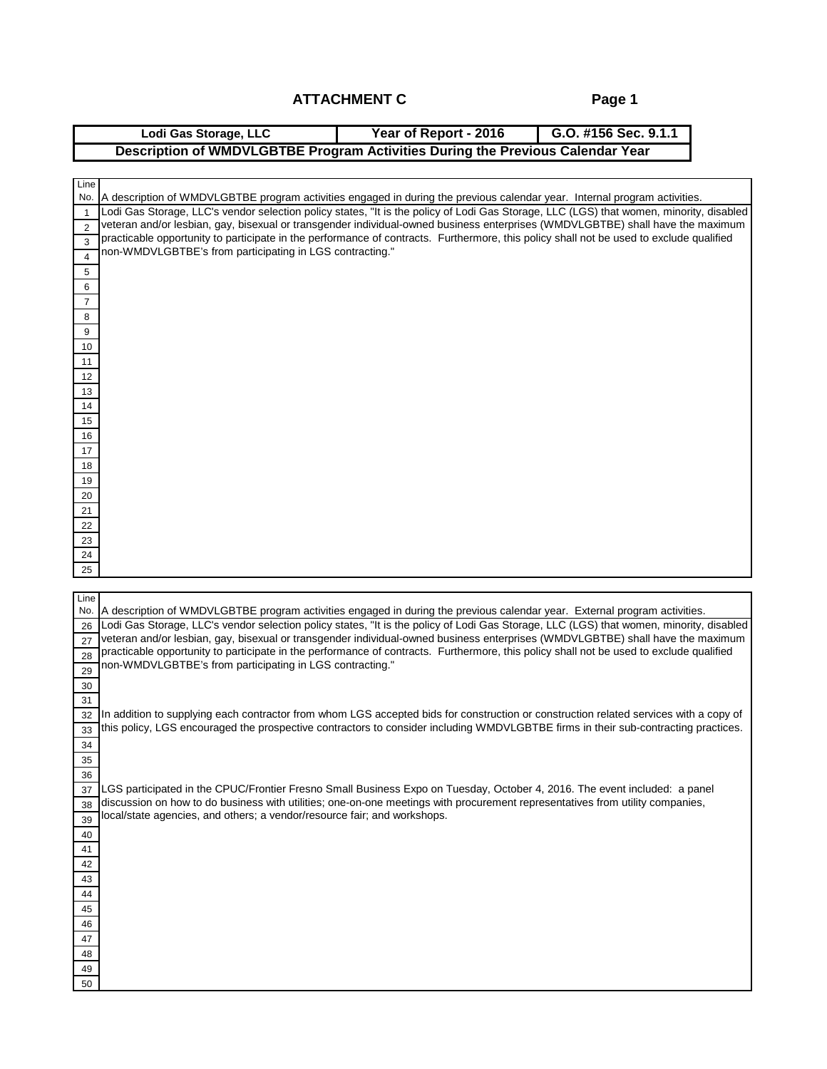# ATTACHMENT C

| Lodi Gas Storage, LLC | Year of Report - 2016 | G.O. #156 Sec. 9.1.1 |
|---|---|---|
| **Description of WMDVLGBTBE Program Activities During the Previous Calendar Year** | | |

| Line No. | A description of WMDVLGBTBE program activities engaged in during the previous calendar year. Internal program activities. |
|---|---|
| 1 | Lodi Gas Storage, LLC's vendor selection policy states, "It is the policy of Lodi Gas Storage, LLC (LGS) that women, minority, disabled |
| 2 | veteran and/or lesbian, gay, bisexual or transgender individual-owned business enterprises (WMDVLGBTBE) shall have the maximum |
| 3 | practicable opportunity to participate in the performance of contracts. Furthermore, this policy shall not be used to exclude qualified |
| 4 | non-WMDVLGBTBE's from participating in LGS contracting." |
| 5 | |
| 6 | |
| 7 | |
| 8 | |
| 9 | |
| 10 | |
| 11 | |
| 12 | |
| 13 | |
| 14 | |
| 15 | |
| 16 | |
| 17 | |
| 18 | |
| 19 | |
| 20 | |
| 21 | |
| 22 | |
| 23 | |
| 24 | |
| 25 | |

| Line No. | A description of WMDVLGBTBE program activities engaged in during the previous calendar year. External program activities. |
|---|---|
| 26 | Lodi Gas Storage, LLC's vendor selection policy states, "It is the policy of Lodi Gas Storage, LLC (LGS) that women, minority, disabled |
| 27 | veteran and/or lesbian, gay, bisexual or transgender individual-owned business enterprises (WMDVLGBTBE) shall have the maximum |
| 28 | practicable opportunity to participate in the performance of contracts. Furthermore, this policy shall not be used to exclude qualified |
| 29 | non-WMDVLGBTBE's from participating in LGS contracting." |
| 30 | |
| 31 | |
| 32 | In addition to supplying each contractor from whom LGS accepted bids for construction or construction related services with a copy of |
| 33 | this policy, LGS encouraged the prospective contractors to consider including WMDVLGBTBE firms in their sub-contracting practices. |
| 34 | |
| 35 | |
| 36 | |
| 37 | LGS participated in the CPUC/Frontier Fresno Small Business Expo on Tuesday, October 4, 2016. The event included: a panel |
| 38 | discussion on how to do business with utilities; one-on-one meetings with procurement representatives from utility companies, |
| 39 | local/state agencies, and others; a vendor/resource fair; and workshops. |
| 40 | |
| 41 | |
| 42 | |
| 43 | |
| 44 | |
| 45 | |
| 46 | |
| 47 | |
| 48 | |
| 49 | |
| 50 | |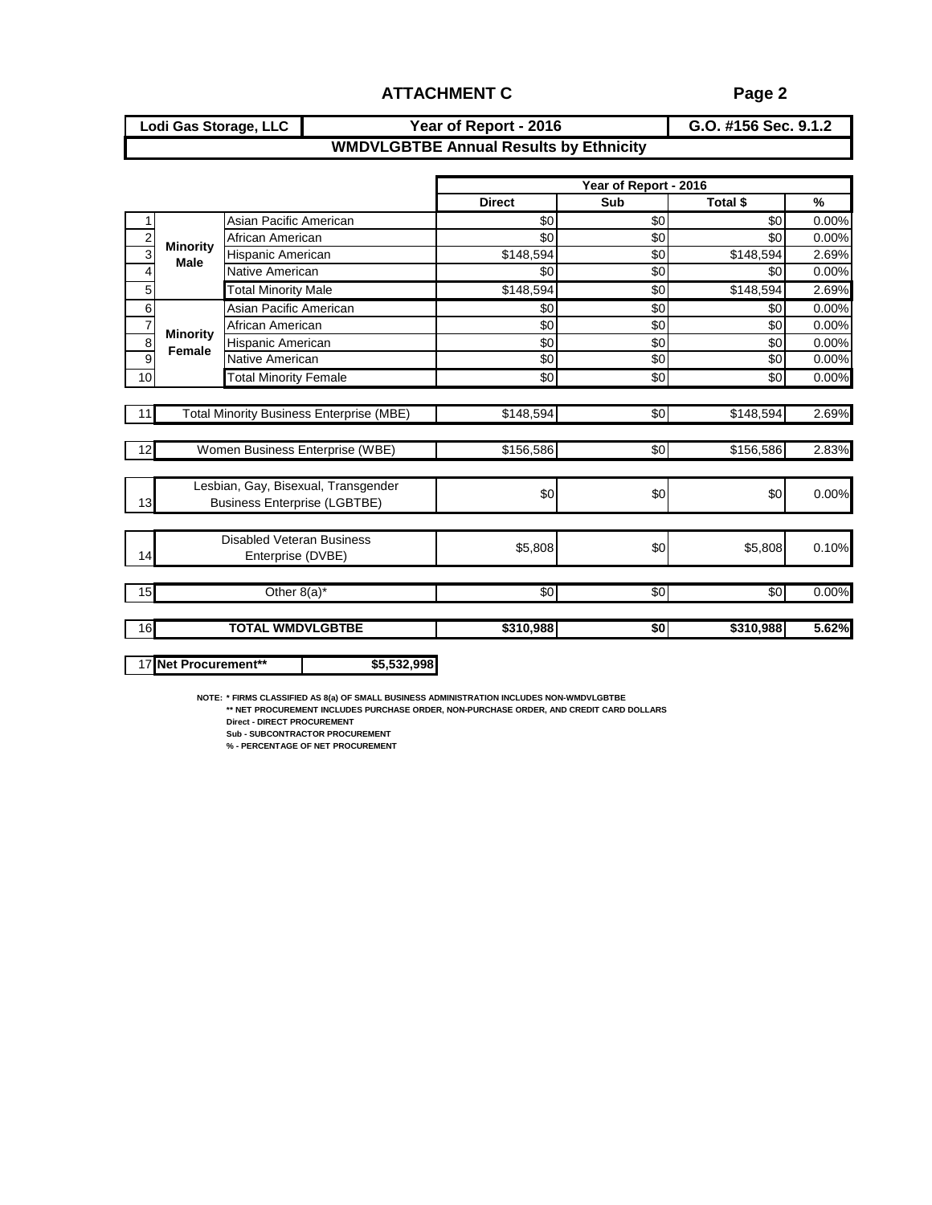## ATTACHMENT C

Page 2

| Lodi Gas Storage, LLC | Year of Report - 2016 | G.O. #156 Sec. 9.1.2 |
|---|---|---|

### WMDVLGBTBE Annual Results by Ethnicity

| | | | Year of Report - 2016 | | | |
|---|---|---|---|---|---|---|
| | | | **Direct** | **Sub** | **Total $** | **%** |
| 1 | **Minority Male** | Asian Pacific American | $0 | $0 | $0 | 0.00% |
| 2 | | African American | $0 | $0 | $0 | 0.00% |
| 3 | | Hispanic American | $148,594 | $0 | $148,594 | 2.69% |
| 4 | | Native American | $0 | $0 | $0 | 0.00% |
| 5 | | Total Minority Male | $148,594 | $0 | $148,594 | 2.69% |
| 6 | **Minority Female** | Asian Pacific American | $0 | $0 | $0 | 0.00% |
| 7 | | African American | $0 | $0 | $0 | 0.00% |
| 8 | | Hispanic American | $0 | $0 | $0 | 0.00% |
| 9 | | Native American | $0 | $0 | $0 | 0.00% |
| 10 | | Total Minority Female | $0 | $0 | $0 | 0.00% |
| 11 | Total Minority Business Enterprise (MBE) | | $148,594 | $0 | $148,594 | 2.69% |
| 12 | Women Business Enterprise (WBE) | | $156,586 | $0 | $156,586 | 2.83% |
| 13 | Lesbian, Gay, Bisexual, Transgender Business Enterprise (LGBTBE) | | $0 | $0 | $0 | 0.00% |
| 14 | Disabled Veteran Business Enterprise (DVBE) | | $5,808 | $0 | $5,808 | 0.10% |
| 15 | Other 8(a)* | | $0 | $0 | $0 | 0.00% |
| 16 | **TOTAL WMDVLGBTBE** | | **$310,988** | **$0** | **$310,988** | **5.62%** |

| 17 | **Net Procurement**** | **$5,532,998** |
|---|---|---|

NOTE: * FIRMS CLASSIFIED AS 8(a) OF SMALL BUSINESS ADMINISTRATION INCLUDES NON-WMDVLGBTBE
** NET PROCUREMENT INCLUDES PURCHASE ORDER, NON-PURCHASE ORDER, AND CREDIT CARD DOLLARS
Direct - DIRECT PROCUREMENT
Sub - SUBCONTRACTOR PROCUREMENT
% - PERCENTAGE OF NET PROCUREMENT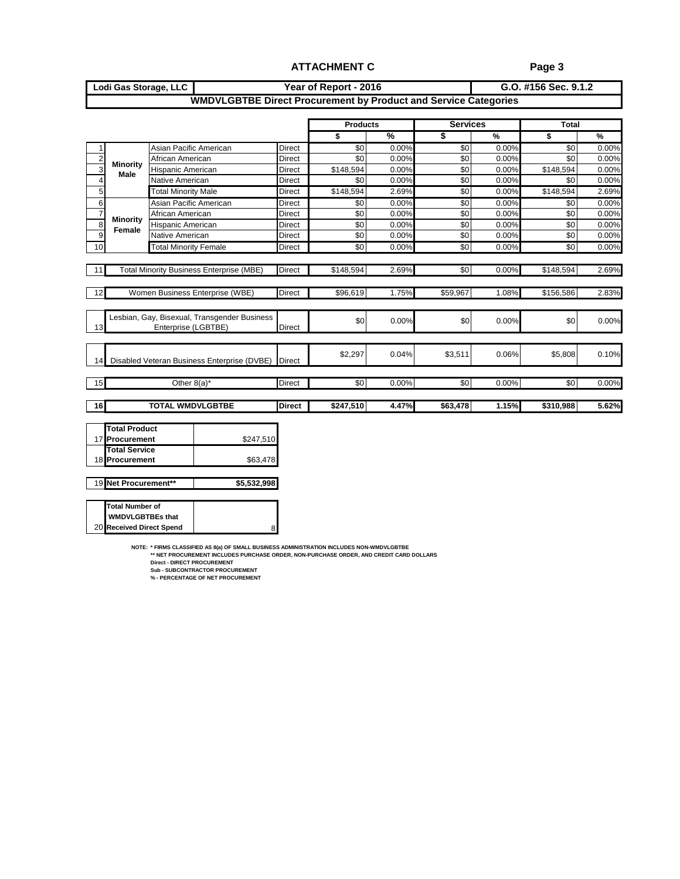## ATTACHMENT C

| Lodi Gas Storage, LLC | Year of Report - 2016 | G.O. #156 Sec. 9.1.2 |
|---|---|---|

### WMDVLGBTBE Direct Procurement by Product and Service Categories

| # | | | | Products $ | Products % | Services $ | Services % | Total $ | Total % |
|---|---|---|---|---|---|---|---|---|---|
| 1 | Minority Male | Asian Pacific American | Direct | $0 | 0.00% | $0 | 0.00% | $0 | 0.00% |
| 2 | | African American | Direct | $0 | 0.00% | $0 | 0.00% | $0 | 0.00% |
| 3 | | Hispanic American | Direct | $148,594 | 0.00% | $0 | 0.00% | $148,594 | 0.00% |
| 4 | | Native American | Direct | $0 | 0.00% | $0 | 0.00% | $0 | 0.00% |
| 5 | | Total Minority Male | Direct | $148,594 | 2.69% | $0 | 0.00% | $148,594 | 2.69% |
| 6 | Minority Female | Asian Pacific American | Direct | $0 | 0.00% | $0 | 0.00% | $0 | 0.00% |
| 7 | | African American | Direct | $0 | 0.00% | $0 | 0.00% | $0 | 0.00% |
| 8 | | Hispanic American | Direct | $0 | 0.00% | $0 | 0.00% | $0 | 0.00% |
| 9 | | Native American | Direct | $0 | 0.00% | $0 | 0.00% | $0 | 0.00% |
| 10 | | Total Minority Female | Direct | $0 | 0.00% | $0 | 0.00% | $0 | 0.00% |
| 11 | Total Minority Business Enterprise (MBE) | | Direct | $148,594 | 2.69% | $0 | 0.00% | $148,594 | 2.69% |
| 12 | Women Business Enterprise (WBE) | | Direct | $96,619 | 1.75% | $59,967 | 1.08% | $156,586 | 2.83% |
| 13 | Lesbian, Gay, Bisexual, Transgender Business Enterprise (LGBTBE) | | Direct | $0 | 0.00% | $0 | 0.00% | $0 | 0.00% |
| 14 | Disabled Veteran Business Enterprise (DVBE) | | Direct | $2,297 | 0.04% | $3,511 | 0.06% | $5,808 | 0.10% |
| 15 | Other 8(a)* | | Direct | $0 | 0.00% | $0 | 0.00% | $0 | 0.00% |
| **16** | **TOTAL WMDVLGBTBE** | | **Direct** | **$247,510** | **4.47%** | **$63,478** | **1.15%** | **$310,988** | **5.62%** |

| # | | |
|---|---|---|
| 17 | **Total Product Procurement** | $247,510 |
| 18 | **Total Service Procurement** | $63,478 |
| 19 | **Net Procurement\*\*** | **$5,532,998** |
| 20 | **Total Number of WMDVLGBTBEs that Received Direct Spend** | 8 |

NOTE: * FIRMS CLASSIFIED AS 8(a) OF SMALL BUSINESS ADMINISTRATION INCLUDES NON-WMDVLGBTBE
** NET PROCUREMENT INCLUDES PURCHASE ORDER, NON-PURCHASE ORDER, AND CREDIT CARD DOLLARS
Direct - DIRECT PROCUREMENT
Sub - SUBCONTRACTOR PROCUREMENT
% - PERCENTAGE OF NET PROCUREMENT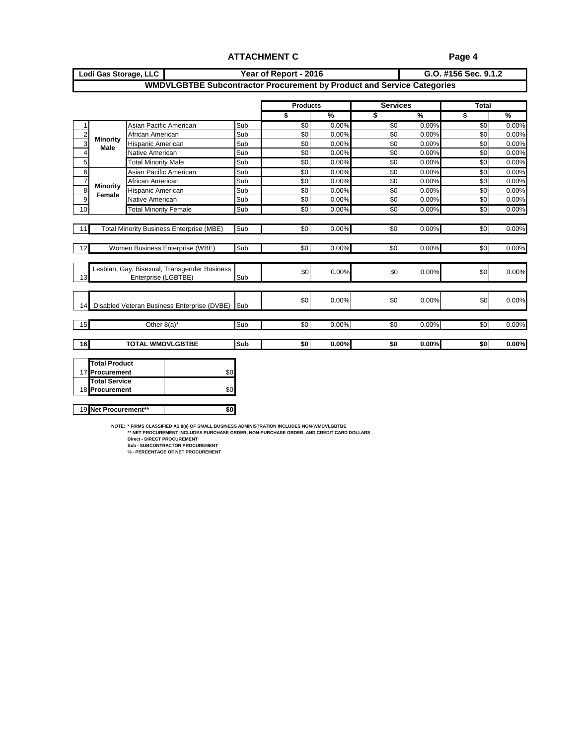## ATTACHMENT C

| Lodi Gas Storage, LLC | Year of Report - 2016 | G.O. #156 Sec. 9.1.2 |
|---|---|---|

### WMDVLGBTBE Subcontractor Procurement by Product and Service Categories

| # | | | | Products $ | Products % | Services $ | Services % | Total $ | Total % |
|---|---|---|---|---|---|---|---|---|---|
| 1 | Minority Male | Asian Pacific American | Sub | $0 | 0.00% | $0 | 0.00% | $0 | 0.00% |
| 2 | | African American | Sub | $0 | 0.00% | $0 | 0.00% | $0 | 0.00% |
| 3 | | Hispanic American | Sub | $0 | 0.00% | $0 | 0.00% | $0 | 0.00% |
| 4 | | Native American | Sub | $0 | 0.00% | $0 | 0.00% | $0 | 0.00% |
| 5 | | Total Minority Male | Sub | $0 | 0.00% | $0 | 0.00% | $0 | 0.00% |
| 6 | Minority Female | Asian Pacific American | Sub | $0 | 0.00% | $0 | 0.00% | $0 | 0.00% |
| 7 | | African American | Sub | $0 | 0.00% | $0 | 0.00% | $0 | 0.00% |
| 8 | | Hispanic American | Sub | $0 | 0.00% | $0 | 0.00% | $0 | 0.00% |
| 9 | | Native American | Sub | $0 | 0.00% | $0 | 0.00% | $0 | 0.00% |
| 10 | | Total Minority Female | Sub | $0 | 0.00% | $0 | 0.00% | $0 | 0.00% |
| 11 | Total Minority Business Enterprise (MBE) | | Sub | $0 | 0.00% | $0 | 0.00% | $0 | 0.00% |
| 12 | Women Business Enterprise (WBE) | | Sub | $0 | 0.00% | $0 | 0.00% | $0 | 0.00% |
| 13 | Lesbian, Gay, Bisexual, Transgender Business Enterprise (LGBTBE) | | Sub | $0 | 0.00% | $0 | 0.00% | $0 | 0.00% |
| 14 | Disabled Veteran Business Enterprise (DVBE) | | Sub | $0 | 0.00% | $0 | 0.00% | $0 | 0.00% |
| 15 | Other 8(a)* | | Sub | $0 | 0.00% | $0 | 0.00% | $0 | 0.00% |
| 16 | **TOTAL WMDVLGBTBE** | | **Sub** | **$0** | **0.00%** | **$0** | **0.00%** | **$0** | **0.00%** |

| # | | |
|---|---|---|
| 17 | **Total Product Procurement** | $0 |
| 18 | **Total Service Procurement** | $0 |
| 19 | **Net Procurement**** | **$0** |

NOTE: * FIRMS CLASSIFIED AS 8(a) OF SMALL BUSINESS ADMINISTRATION INCLUDES NON-WMDVLGBTBE
** NET PROCUREMENT INCLUDES PURCHASE ORDER, NON-PURCHASE ORDER, AND CREDIT CARD DOLLARS
Direct - DIRECT PROCUREMENT
Sub - SUBCONTRACTOR PROCUREMENT
% - PERCENTAGE OF NET PROCUREMENT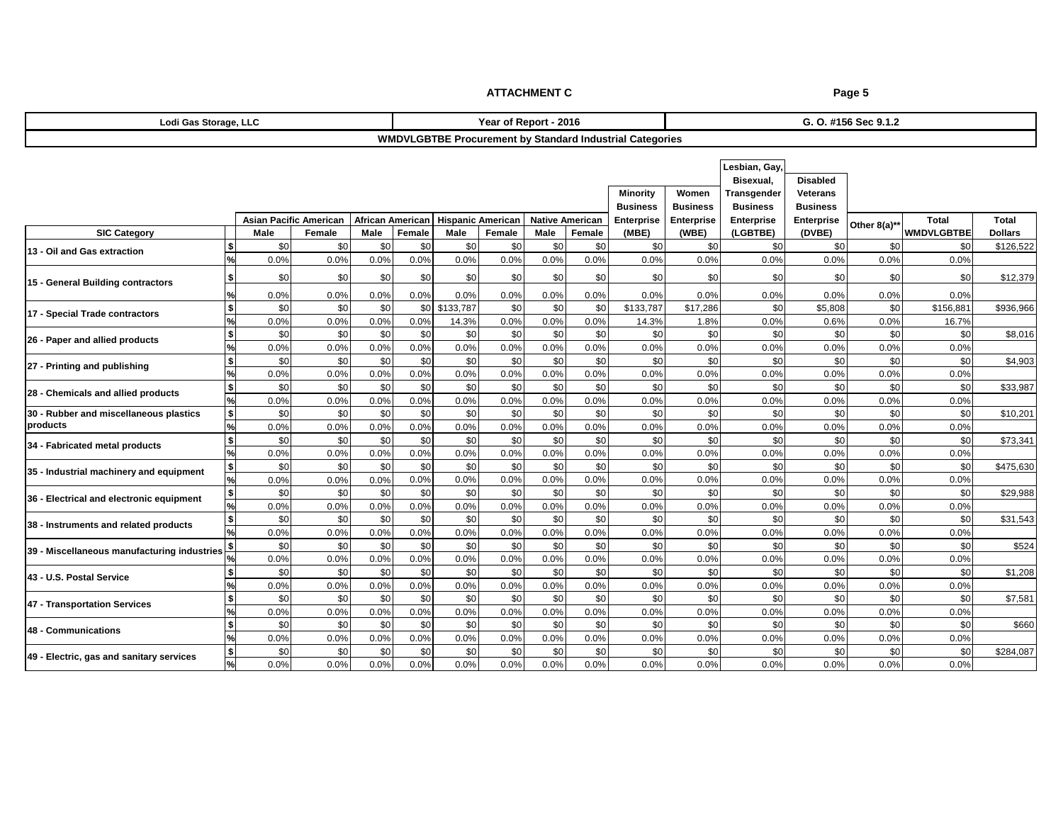**ATTACHMENT C**

| Lodi Gas Storage, LLC | Year of Report - 2016 | G. O. #156 Sec 9.1.2 |
|---|---|---|

**WMDVLGBTBE Procurement by Standard Industrial Categories**

| SIC Category | | Asian Pacific American Male | Asian Pacific American Female | African American Male | African American Female | Hispanic American Male | Hispanic American Female | Native American Male | Native American Female | Minority Business Enterprise (MBE) | Women Business Enterprise (WBE) | Lesbian, Gay, Bisexual, Transgender Business Enterprise (LGBTBE) | Disabled Veterans Business Enterprise (DVBE) | Other 8(a)** | Total WMDVLGBTBE | Total Dollars |
|---|---|---|---|---|---|---|---|---|---|---|---|---|---|---|---|---|
| 13 - Oil and Gas extraction | $ | $0 | $0 | $0 | $0 | $0 | $0 | $0 | $0 | $0 | $0 | $0 | $0 | $0 | $0 | $126,522 |
| | % | 0.0% | 0.0% | 0.0% | 0.0% | 0.0% | 0.0% | 0.0% | 0.0% | 0.0% | 0.0% | 0.0% | 0.0% | 0.0% | 0.0% | |
| 15 - General Building contractors | $ | $0 | $0 | $0 | $0 | $0 | $0 | $0 | $0 | $0 | $0 | $0 | $0 | $0 | $0 | $12,379 |
| | % | 0.0% | 0.0% | 0.0% | 0.0% | 0.0% | 0.0% | 0.0% | 0.0% | 0.0% | 0.0% | 0.0% | 0.0% | 0.0% | 0.0% | |
| 17 - Special Trade contractors | $ | $0 | $0 | $0 | $0 | $133,787 | $0 | $0 | $0 | $133,787 | $17,286 | $0 | $5,808 | $0 | $156,881 | $936,966 |
| | % | 0.0% | 0.0% | 0.0% | 0.0% | 14.3% | 0.0% | 0.0% | 0.0% | 14.3% | 1.8% | 0.0% | 0.6% | 0.0% | 16.7% | |
| 26 - Paper and allied products | $ | $0 | $0 | $0 | $0 | $0 | $0 | $0 | $0 | $0 | $0 | $0 | $0 | $0 | $0 | $8,016 |
| | % | 0.0% | 0.0% | 0.0% | 0.0% | 0.0% | 0.0% | 0.0% | 0.0% | 0.0% | 0.0% | 0.0% | 0.0% | 0.0% | 0.0% | |
| 27 - Printing and publishing | $ | $0 | $0 | $0 | $0 | $0 | $0 | $0 | $0 | $0 | $0 | $0 | $0 | $0 | $0 | $4,903 |
| | % | 0.0% | 0.0% | 0.0% | 0.0% | 0.0% | 0.0% | 0.0% | 0.0% | 0.0% | 0.0% | 0.0% | 0.0% | 0.0% | 0.0% | |
| 28 - Chemicals and allied products | $ | $0 | $0 | $0 | $0 | $0 | $0 | $0 | $0 | $0 | $0 | $0 | $0 | $0 | $0 | $33,987 |
| | % | 0.0% | 0.0% | 0.0% | 0.0% | 0.0% | 0.0% | 0.0% | 0.0% | 0.0% | 0.0% | 0.0% | 0.0% | 0.0% | 0.0% | |
| 30 - Rubber and miscellaneous plastics products | $ | $0 | $0 | $0 | $0 | $0 | $0 | $0 | $0 | $0 | $0 | $0 | $0 | $0 | $0 | $10,201 |
| | % | 0.0% | 0.0% | 0.0% | 0.0% | 0.0% | 0.0% | 0.0% | 0.0% | 0.0% | 0.0% | 0.0% | 0.0% | 0.0% | 0.0% | |
| 34 - Fabricated metal products | $ | $0 | $0 | $0 | $0 | $0 | $0 | $0 | $0 | $0 | $0 | $0 | $0 | $0 | $0 | $73,341 |
| | % | 0.0% | 0.0% | 0.0% | 0.0% | 0.0% | 0.0% | 0.0% | 0.0% | 0.0% | 0.0% | 0.0% | 0.0% | 0.0% | 0.0% | |
| 35 - Industrial machinery and equipment | $ | $0 | $0 | $0 | $0 | $0 | $0 | $0 | $0 | $0 | $0 | $0 | $0 | $0 | $0 | $475,630 |
| | % | 0.0% | 0.0% | 0.0% | 0.0% | 0.0% | 0.0% | 0.0% | 0.0% | 0.0% | 0.0% | 0.0% | 0.0% | 0.0% | 0.0% | |
| 36 - Electrical and electronic equipment | $ | $0 | $0 | $0 | $0 | $0 | $0 | $0 | $0 | $0 | $0 | $0 | $0 | $0 | $0 | $29,988 |
| | % | 0.0% | 0.0% | 0.0% | 0.0% | 0.0% | 0.0% | 0.0% | 0.0% | 0.0% | 0.0% | 0.0% | 0.0% | 0.0% | 0.0% | |
| 38 - Instruments and related products | $ | $0 | $0 | $0 | $0 | $0 | $0 | $0 | $0 | $0 | $0 | $0 | $0 | $0 | $0 | $31,543 |
| | % | 0.0% | 0.0% | 0.0% | 0.0% | 0.0% | 0.0% | 0.0% | 0.0% | 0.0% | 0.0% | 0.0% | 0.0% | 0.0% | 0.0% | |
| 39 - Miscellaneous manufacturing industries | $ | $0 | $0 | $0 | $0 | $0 | $0 | $0 | $0 | $0 | $0 | $0 | $0 | $0 | $0 | $524 |
| | % | 0.0% | 0.0% | 0.0% | 0.0% | 0.0% | 0.0% | 0.0% | 0.0% | 0.0% | 0.0% | 0.0% | 0.0% | 0.0% | 0.0% | |
| 43 - U.S. Postal Service | $ | $0 | $0 | $0 | $0 | $0 | $0 | $0 | $0 | $0 | $0 | $0 | $0 | $0 | $0 | $1,208 |
| | % | 0.0% | 0.0% | 0.0% | 0.0% | 0.0% | 0.0% | 0.0% | 0.0% | 0.0% | 0.0% | 0.0% | 0.0% | 0.0% | 0.0% | |
| 47 - Transportation Services | $ | $0 | $0 | $0 | $0 | $0 | $0 | $0 | $0 | $0 | $0 | $0 | $0 | $0 | $0 | $7,581 |
| | % | 0.0% | 0.0% | 0.0% | 0.0% | 0.0% | 0.0% | 0.0% | 0.0% | 0.0% | 0.0% | 0.0% | 0.0% | 0.0% | 0.0% | |
| 48 - Communications | $ | $0 | $0 | $0 | $0 | $0 | $0 | $0 | $0 | $0 | $0 | $0 | $0 | $0 | $0 | $660 |
| | % | 0.0% | 0.0% | 0.0% | 0.0% | 0.0% | 0.0% | 0.0% | 0.0% | 0.0% | 0.0% | 0.0% | 0.0% | 0.0% | 0.0% | |
| 49 - Electric, gas and sanitary services | $ | $0 | $0 | $0 | $0 | $0 | $0 | $0 | $0 | $0 | $0 | $0 | $0 | $0 | $0 | $284,087 |
| | % | 0.0% | 0.0% | 0.0% | 0.0% | 0.0% | 0.0% | 0.0% | 0.0% | 0.0% | 0.0% | 0.0% | 0.0% | 0.0% | 0.0% | |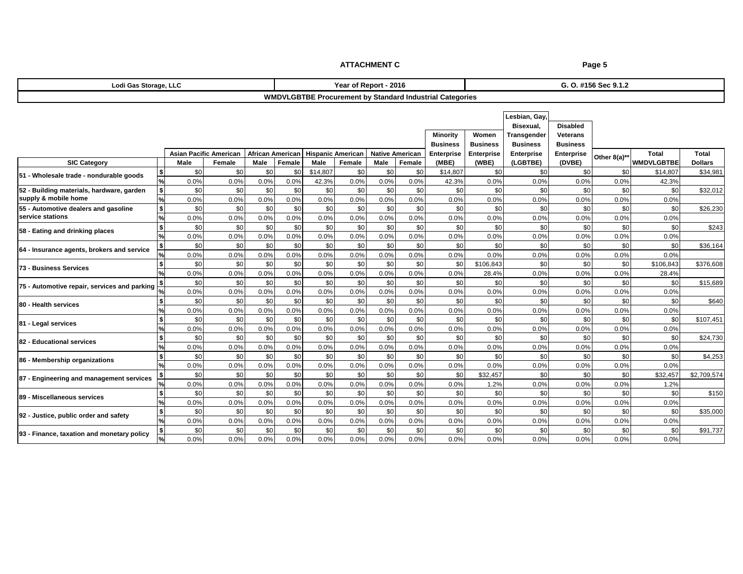**ATTACHMENT C**

| Lodi Gas Storage, LLC | Year of Report - 2016 | G. O. #156 Sec 9.1.2 |
|---|---|---|

**WMDVLGBTBE Procurement by Standard Industrial Categories**

| SIC Category | | Asian Pacific American | | African American | | Hispanic American | | Native American | | Minority Business Enterprise (MBE) | Women Business Enterprise (WBE) | Lesbian, Gay, Bisexual, Transgender Business Enterprise (LGBTBE) | Disabled Veterans Business Enterprise (DVBE) | Other 8(a)** | Total WMDVLGBTBE | Total Dollars |
|---|---|---|---|---|---|---|---|---|---|---|---|---|---|---|---|---|
| | | Male | Female | Male | Female | Male | Female | Male | Female | | | | | | | |
| 51 - Wholesale trade - nondurable goods | $ | $0 | $0 | $0 | $0 | $14,807 | $0 | $0 | $0 | $14,807 | $0 | $0 | $0 | $0 | $14,807 | $34,981 |
| | % | 0.0% | 0.0% | 0.0% | 0.0% | 42.3% | 0.0% | 0.0% | 0.0% | 42.3% | 0.0% | 0.0% | 0.0% | 0.0% | 42.3% | |
| 52 - Building materials, hardware, garden supply & mobile home | $ | $0 | $0 | $0 | $0 | $0 | $0 | $0 | $0 | $0 | $0 | $0 | $0 | $0 | $0 | $32,012 |
| | % | 0.0% | 0.0% | 0.0% | 0.0% | 0.0% | 0.0% | 0.0% | 0.0% | 0.0% | 0.0% | 0.0% | 0.0% | 0.0% | 0.0% | |
| 55 - Automotive dealers and gasoline service stations | $ | $0 | $0 | $0 | $0 | $0 | $0 | $0 | $0 | $0 | $0 | $0 | $0 | $0 | $0 | $26,230 |
| | % | 0.0% | 0.0% | 0.0% | 0.0% | 0.0% | 0.0% | 0.0% | 0.0% | 0.0% | 0.0% | 0.0% | 0.0% | 0.0% | 0.0% | |
| 58 - Eating and drinking places | $ | $0 | $0 | $0 | $0 | $0 | $0 | $0 | $0 | $0 | $0 | $0 | $0 | $0 | $0 | $243 |
| | % | 0.0% | 0.0% | 0.0% | 0.0% | 0.0% | 0.0% | 0.0% | 0.0% | 0.0% | 0.0% | 0.0% | 0.0% | 0.0% | 0.0% | |
| 64 - Insurance agents, brokers and service | $ | $0 | $0 | $0 | $0 | $0 | $0 | $0 | $0 | $0 | $0 | $0 | $0 | $0 | $0 | $36,164 |
| | % | 0.0% | 0.0% | 0.0% | 0.0% | 0.0% | 0.0% | 0.0% | 0.0% | 0.0% | 0.0% | 0.0% | 0.0% | 0.0% | 0.0% | |
| 73 - Business Services | $ | $0 | $0 | $0 | $0 | $0 | $0 | $0 | $0 | $0 | $106,843 | $0 | $0 | $0 | $106,843 | $376,608 |
| | % | 0.0% | 0.0% | 0.0% | 0.0% | 0.0% | 0.0% | 0.0% | 0.0% | 0.0% | 28.4% | 0.0% | 0.0% | 0.0% | 28.4% | |
| 75 - Automotive repair, services and parking | $ | $0 | $0 | $0 | $0 | $0 | $0 | $0 | $0 | $0 | $0 | $0 | $0 | $0 | $0 | $15,689 |
| | % | 0.0% | 0.0% | 0.0% | 0.0% | 0.0% | 0.0% | 0.0% | 0.0% | 0.0% | 0.0% | 0.0% | 0.0% | 0.0% | 0.0% | |
| 80 - Health services | $ | $0 | $0 | $0 | $0 | $0 | $0 | $0 | $0 | $0 | $0 | $0 | $0 | $0 | $0 | $640 |
| | % | 0.0% | 0.0% | 0.0% | 0.0% | 0.0% | 0.0% | 0.0% | 0.0% | 0.0% | 0.0% | 0.0% | 0.0% | 0.0% | 0.0% | |
| 81 - Legal services | $ | $0 | $0 | $0 | $0 | $0 | $0 | $0 | $0 | $0 | $0 | $0 | $0 | $0 | $0 | $107,451 |
| | % | 0.0% | 0.0% | 0.0% | 0.0% | 0.0% | 0.0% | 0.0% | 0.0% | 0.0% | 0.0% | 0.0% | 0.0% | 0.0% | 0.0% | |
| 82 - Educational services | $ | $0 | $0 | $0 | $0 | $0 | $0 | $0 | $0 | $0 | $0 | $0 | $0 | $0 | $0 | $24,730 |
| | % | 0.0% | 0.0% | 0.0% | 0.0% | 0.0% | 0.0% | 0.0% | 0.0% | 0.0% | 0.0% | 0.0% | 0.0% | 0.0% | 0.0% | |
| 86 - Membership organizations | $ | $0 | $0 | $0 | $0 | $0 | $0 | $0 | $0 | $0 | $0 | $0 | $0 | $0 | $0 | $4,253 |
| | % | 0.0% | 0.0% | 0.0% | 0.0% | 0.0% | 0.0% | 0.0% | 0.0% | 0.0% | 0.0% | 0.0% | 0.0% | 0.0% | 0.0% | |
| 87 - Engineering and management services | $ | $0 | $0 | $0 | $0 | $0 | $0 | $0 | $0 | $0 | $32,457 | $0 | $0 | $0 | $32,457 | $2,709,574 |
| | % | 0.0% | 0.0% | 0.0% | 0.0% | 0.0% | 0.0% | 0.0% | 0.0% | 0.0% | 1.2% | 0.0% | 0.0% | 0.0% | 1.2% | |
| 89 - Miscellaneous services | $ | $0 | $0 | $0 | $0 | $0 | $0 | $0 | $0 | $0 | $0 | $0 | $0 | $0 | $0 | $150 |
| | % | 0.0% | 0.0% | 0.0% | 0.0% | 0.0% | 0.0% | 0.0% | 0.0% | 0.0% | 0.0% | 0.0% | 0.0% | 0.0% | 0.0% | |
| 92 - Justice, public order and safety | $ | $0 | $0 | $0 | $0 | $0 | $0 | $0 | $0 | $0 | $0 | $0 | $0 | $0 | $0 | $35,000 |
| | % | 0.0% | 0.0% | 0.0% | 0.0% | 0.0% | 0.0% | 0.0% | 0.0% | 0.0% | 0.0% | 0.0% | 0.0% | 0.0% | 0.0% | |
| 93 - Finance, taxation and monetary policy | $ | $0 | $0 | $0 | $0 | $0 | $0 | $0 | $0 | $0 | $0 | $0 | $0 | $0 | $0 | $91,737 |
| | % | 0.0% | 0.0% | 0.0% | 0.0% | 0.0% | 0.0% | 0.0% | 0.0% | 0.0% | 0.0% | 0.0% | 0.0% | 0.0% | 0.0% | |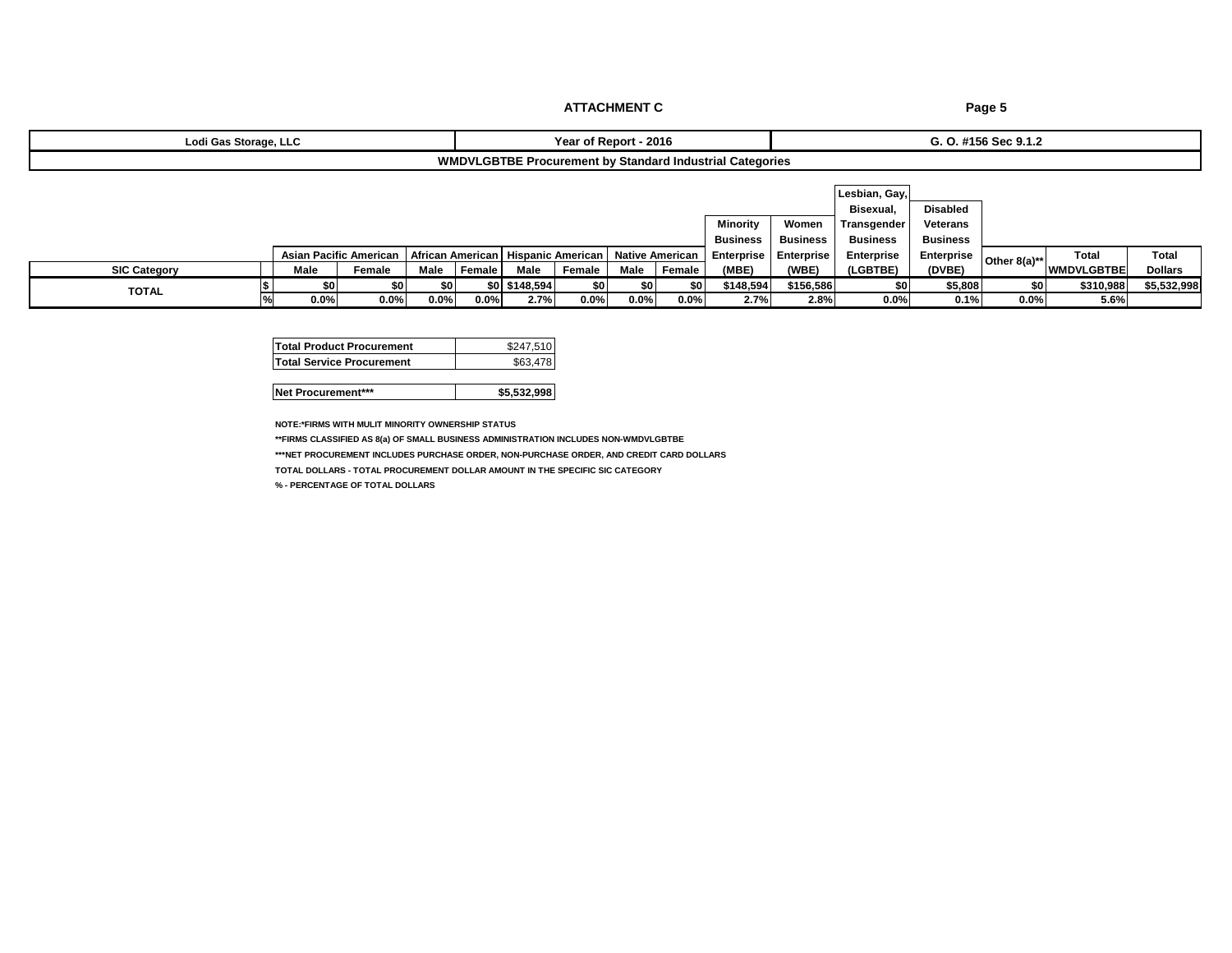**ATTACHMENT C**

| Lodi Gas Storage, LLC | Year of Report - 2016 | G. O. #156 Sec 9.1.2 |
|---|---|---|

**WMDVLGBTBE Procurement by Standard Industrial Categories**

| SIC Category | | Asian Pacific American | | African American | | Hispanic American | | Native American | | Minority Business Enterprise (MBE) | Women Business Enterprise (WBE) | Lesbian, Gay, Bisexual, Transgender Business Enterprise (LGBTBE) | Disabled Veterans Business Enterprise (DVBE) | Other 8(a)** | Total WMDVLGBTBE | Total Dollars |
|---|---|---|---|---|---|---|---|---|---|---|---|---|---|---|---|---|
| | | Male | Female | Male | Female | Male | Female | Male | Female | | | | | | | |
| TOTAL | $ | $0 | $0 | $0 | $0 | $148,594 | $0 | $0 | $0 | $148,594 | $156,586 | $0 | $5,808 | $0 | $310,988 | $5,532,998 |
| | % | 0.0% | 0.0% | 0.0% | 0.0% | 2.7% | 0.0% | 0.0% | 0.0% | 2.7% | 2.8% | 0.0% | 0.1% | 0.0% | 5.6% | |

| | |
|---|---|
| **Total Product Procurement** | $247,510 |
| **Total Service Procurement** | $63,478 |
| | |
| **Net Procurement*** ** | **$5,532,998** |

NOTE:*FIRMS WITH MULIT MINORITY OWNERSHIP STATUS

**FIRMS CLASSIFIED AS 8(a) OF SMALL BUSINESS ADMINISTRATION INCLUDES NON-WMDVLGBTBE

***NET PROCUREMENT INCLUDES PURCHASE ORDER, NON-PURCHASE ORDER, AND CREDIT CARD DOLLARS

TOTAL DOLLARS - TOTAL PROCUREMENT DOLLAR AMOUNT IN THE SPECIFIC SIC CATEGORY

% - PERCENTAGE OF TOTAL DOLLARS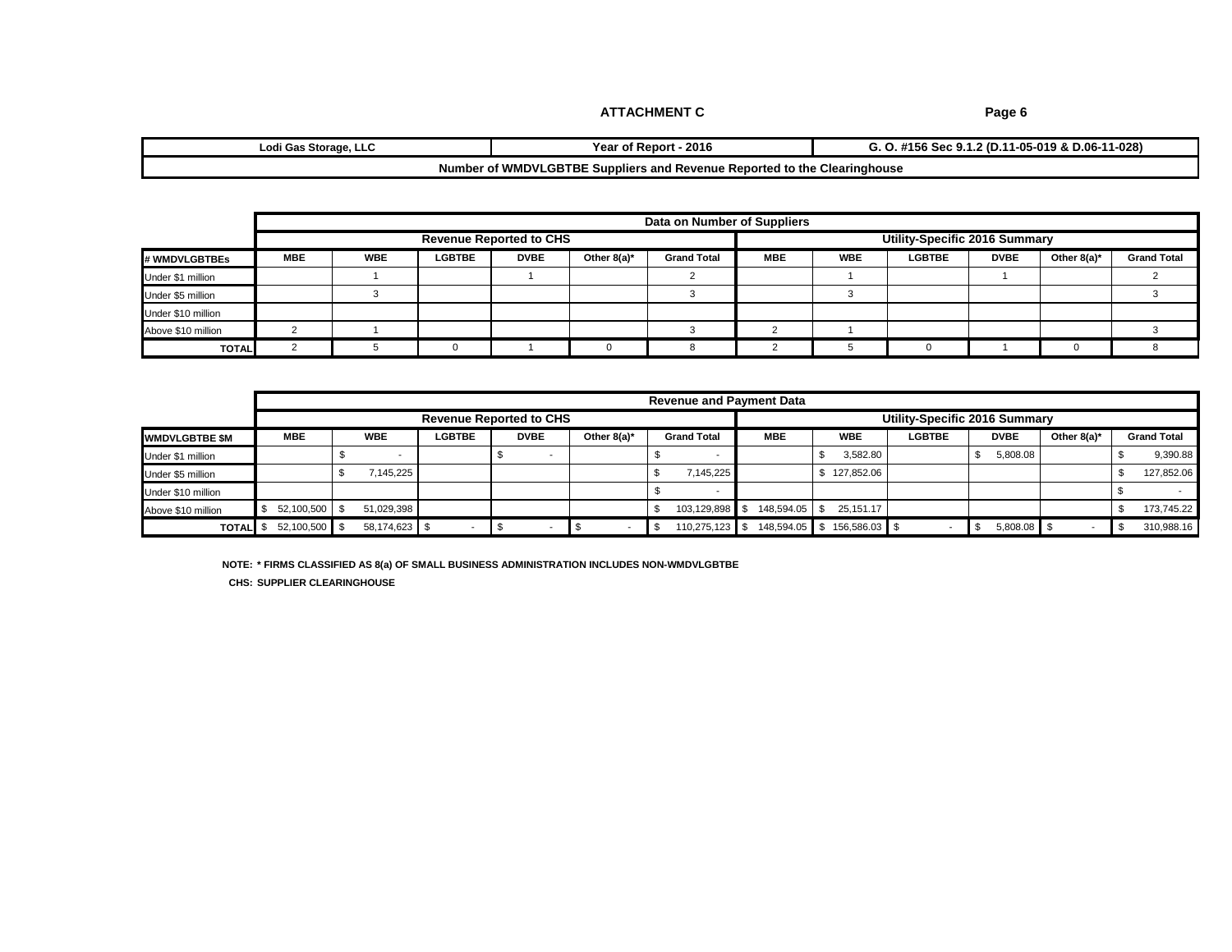**ATTACHMENT C**

Page 6

| Lodi Gas Storage, LLC | Year of Report - 2016 | G. O. #156 Sec 9.1.2 (D.11-05-019 & D.06-11-028) |
|---|---|---|
| Number of WMDVLGBTBE Suppliers and Revenue Reported to the Clearinghouse | | |

| | Data on Number of Suppliers | | | | | | | | | | | |
|---|---|---|---|---|---|---|---|---|---|---|---|---|
| | Revenue Reported to CHS | | | | | | Utility-Specific 2016 Summary | | | | | |
| # WMDVLGBTBEs | MBE | WBE | LGBTBE | DVBE | Other 8(a)* | Grand Total | MBE | WBE | LGBTBE | DVBE | Other 8(a)* | Grand Total |
| Under $1 million | | 1 | | 1 | | 2 | | 1 | | 1 | | 2 |
| Under $5 million | | 3 | | | | 3 | | 3 | | | | 3 |
| Under $10 million | | | | | | | | | | | | |
| Above $10 million | 2 | 1 | | | | 3 | 2 | 1 | | | | 3 |
| TOTAL | 2 | 5 | 0 | 1 | 0 | 8 | 2 | 5 | 0 | 1 | 0 | 8 |

| | Revenue and Payment Data | | | | | | | | | | | |
|---|---|---|---|---|---|---|---|---|---|---|---|---|
| | Revenue Reported to CHS | | | | | | Utility-Specific 2016 Summary | | | | | |
| WMDVLGBTBE $M | MBE | WBE | LGBTBE | DVBE | Other 8(a)* | Grand Total | MBE | WBE | LGBTBE | DVBE | Other 8(a)* | Grand Total |
| Under $1 million | | $ - | | $ - | | $ - | | $ 3,582.80 | | $ 5,808.08 | | $ 9,390.88 |
| Under $5 million | | $ 7,145,225 | | | | $ 7,145,225 | | $ 127,852.06 | | | | $ 127,852.06 |
| Under $10 million | | | | | | $ - | | | | | | $ - |
| Above $10 million | $ 52,100,500 | $ 51,029,398 | | | | $ 103,129,898 | $ 148,594.05 | $ 25,151.17 | | | | $ 173,745.22 |
| TOTAL | $ 52,100,500 | $ 58,174,623 | $ - | $ - | $ - | $ 110,275,123 | $ 148,594.05 | $ 156,586.03 | $ - | $ 5,808.08 | $ - | $ 310,988.16 |

NOTE: * FIRMS CLASSIFIED AS 8(a) OF SMALL BUSINESS ADMINISTRATION INCLUDES NON-WMDVLGBTBE

CHS: SUPPLIER CLEARINGHOUSE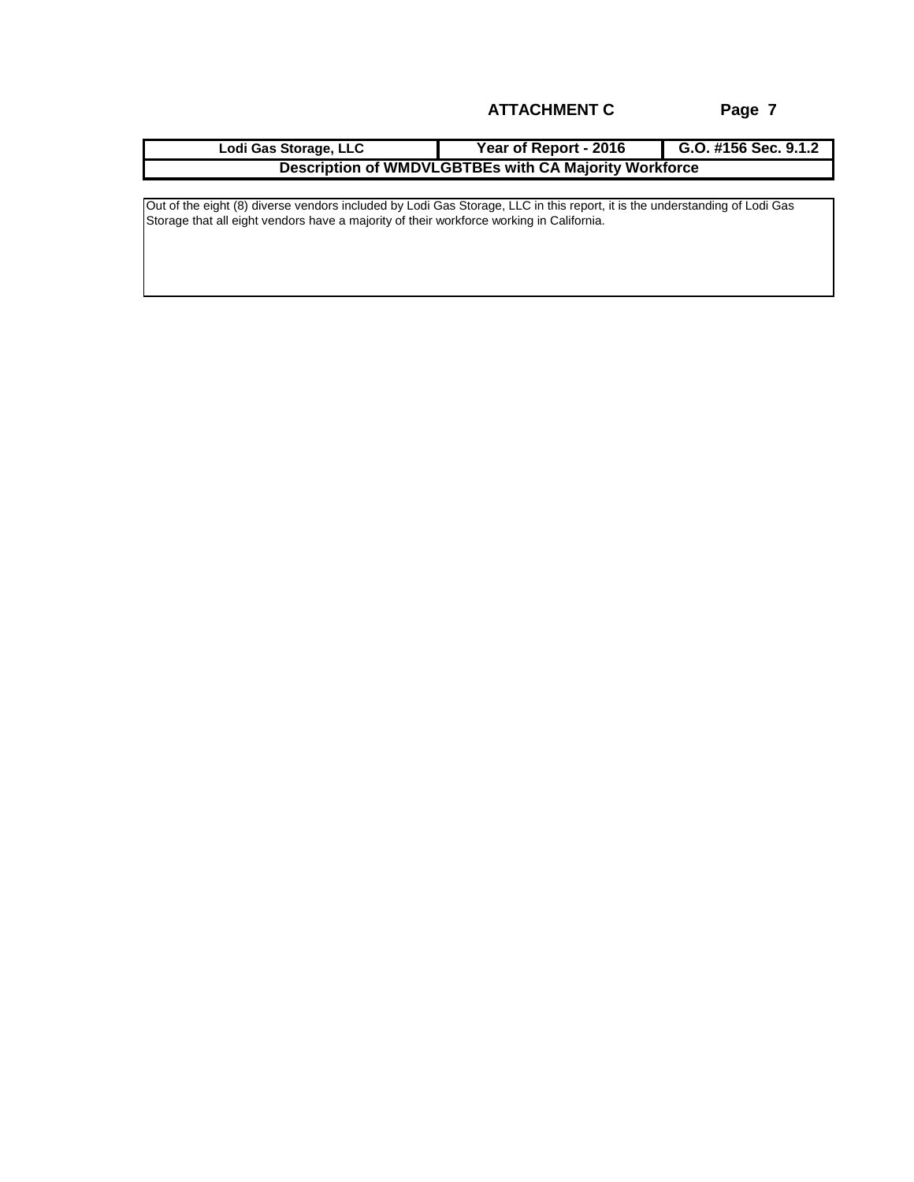**ATTACHMENT C**

| Lodi Gas Storage, LLC | Year of Report - 2016 | G.O. #156 Sec. 9.1.2 |
|---|---|---|
| **Description of WMDVLGBTBEs with CA Majority Workforce** | | |

Out of the eight (8) diverse vendors included by Lodi Gas Storage, LLC in this report, it is the understanding of Lodi Gas Storage that all eight vendors have a majority of their workforce working in California.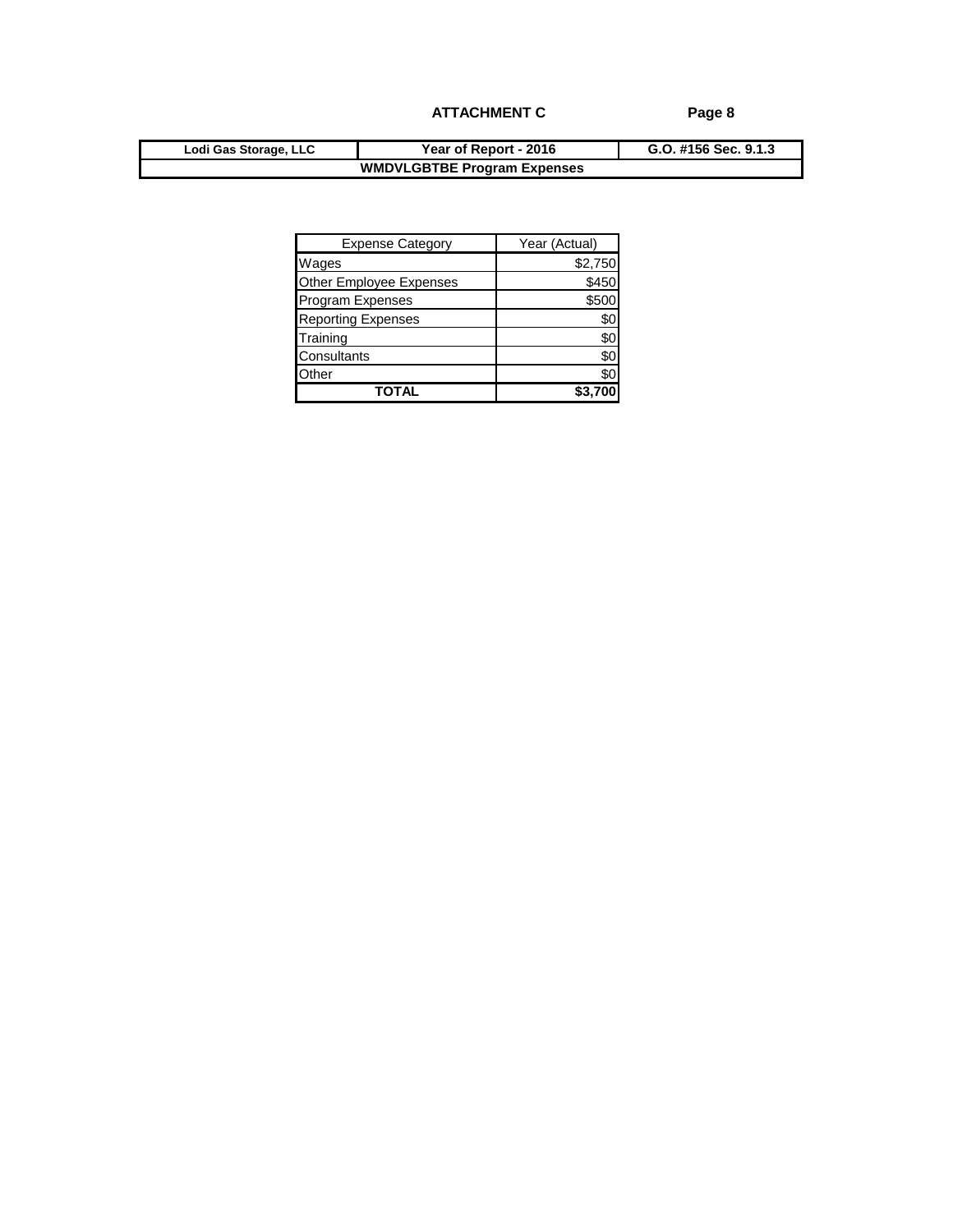**ATTACHMENT C**

| Lodi Gas Storage, LLC | Year of Report - 2016 | G.O. #156 Sec. 9.1.3 |
|---|---|---|
| **WMDVLGBTBE Program Expenses** | | |

| Expense Category | Year (Actual) |
|---|---|
| Wages | $2,750 |
| Other Employee Expenses | $450 |
| Program Expenses | $500 |
| Reporting Expenses | $0 |
| Training | $0 |
| Consultants | $0 |
| Other | $0 |
| **TOTAL** | **$3,700** |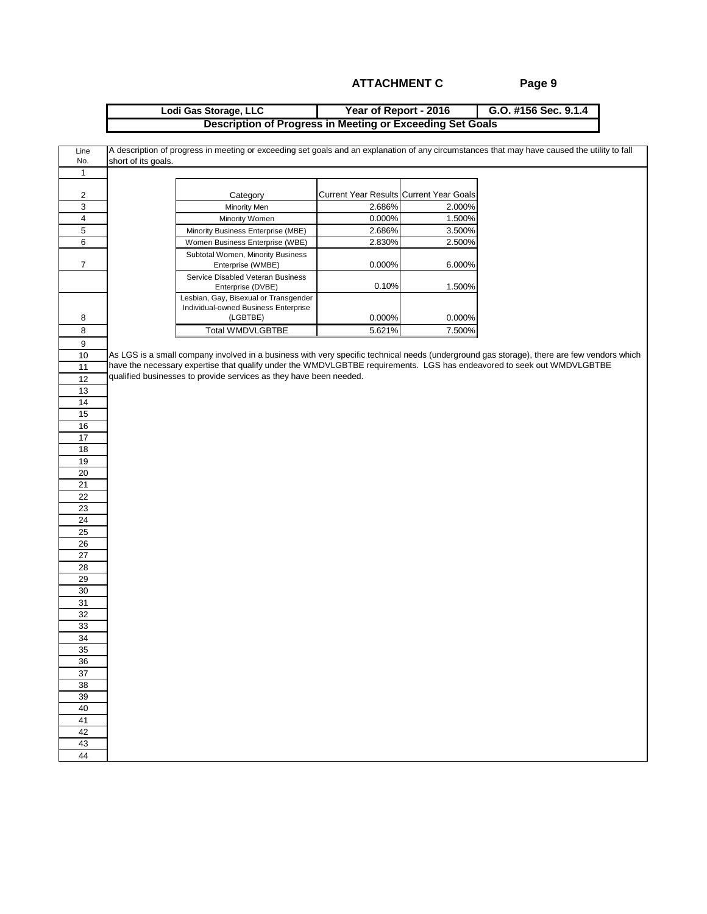## ATTACHMENT C

| Lodi Gas Storage, LLC | Year of Report - 2016 | G.O. #156 Sec. 9.1.4 |
|---|---|---|
| **Description of Progress in Meeting or Exceeding Set Goals** | | |

A description of progress in meeting or exceeding set goals and an explanation of any circumstances that may have caused the utility to fall short of its goals.

| Line No. | Category | Current Year Results | Current Year Goals |
|---|---|---|---|
| 2 | Category | Current Year Results | Current Year Goals |
| 3 | Minority Men | 2.686% | 2.000% |
| 4 | Minority Women | 0.000% | 1.500% |
| 5 | Minority Business Enterprise (MBE) | 2.686% | 3.500% |
| 6 | Women Business Enterprise (WBE) | 2.830% | 2.500% |
| 7 | Subtotal Women, Minority Business Enterprise (WMBE) | 0.000% | 6.000% |
| | Service Disabled Veteran Business Enterprise (DVBE) | 0.10% | 1.500% |
| 8 | Lesbian, Gay, Bisexual or Transgender Individual-owned Business Enterprise (LGBTBE) | 0.000% | 0.000% |
| 8 | Total WMDVLGBTBE | 5.621% | 7.500% |

As LGS is a small company involved in a business with very specific technical needs (underground gas storage), there are few vendors which have the necessary expertise that qualify under the WMDVLGBTBE requirements. LGS has endeavored to seek out WMDVLGBTBE qualified businesses to provide services as they have been needed.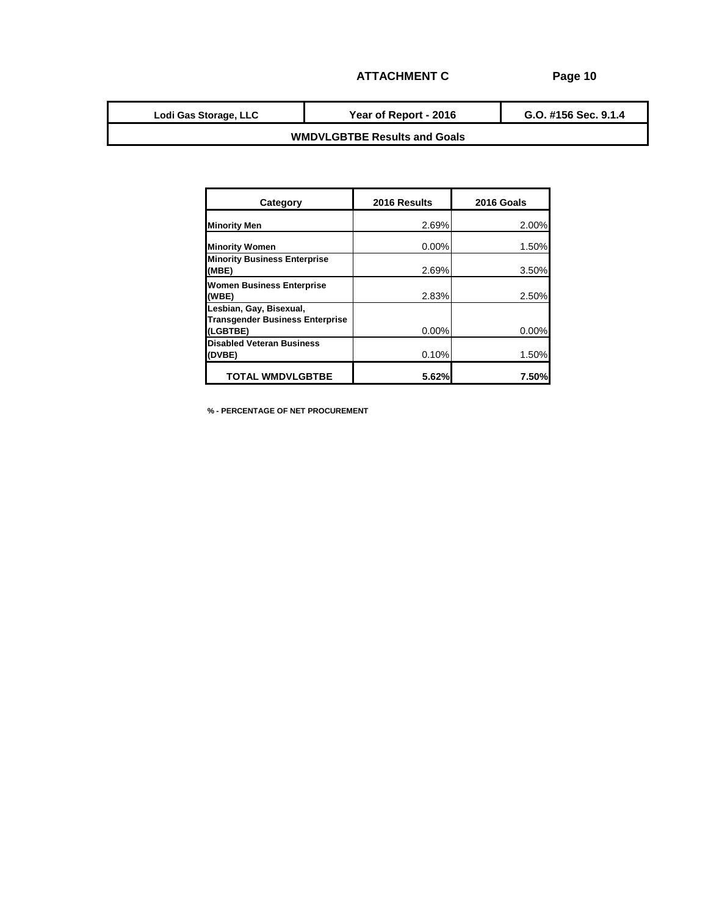**ATTACHMENT C**

| Lodi Gas Storage, LLC | Year of Report - 2016 | G.O. #156 Sec. 9.1.4 |
|---|---|---|
| **WMDVLGBTBE Results and Goals** | | |

| Category | 2016 Results | 2016 Goals |
|---|---|---|
| **Minority Men** | 2.69% | 2.00% |
| **Minority Women** | 0.00% | 1.50% |
| **Minority Business Enterprise (MBE)** | 2.69% | 3.50% |
| **Women Business Enterprise (WBE)** | 2.83% | 2.50% |
| **Lesbian, Gay, Bisexual, Transgender Business Enterprise (LGBTBE)** | 0.00% | 0.00% |
| **Disabled Veteran Business (DVBE)** | 0.10% | 1.50% |
| **TOTAL WMDVLGBTBE** | **5.62%** | **7.50%** |

**% - PERCENTAGE OF NET PROCUREMENT**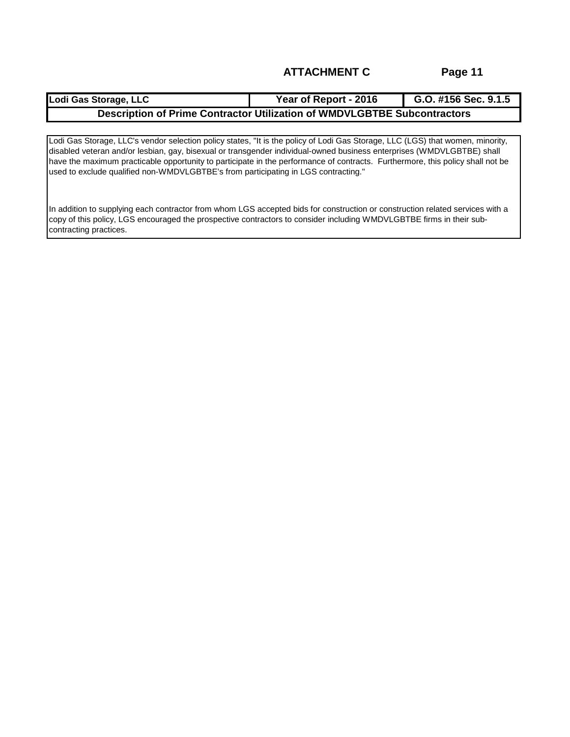## ATTACHMENT C

| Lodi Gas Storage, LLC | Year of Report - 2016 | G.O. #156 Sec. 9.1.5 |
|---|---|---|
| **Description of Prime Contractor Utilization of WMDVLGBTBE Subcontractors** | | |

Lodi Gas Storage, LLC's vendor selection policy states, "It is the policy of Lodi Gas Storage, LLC (LGS) that women, minority, disabled veteran and/or lesbian, gay, bisexual or transgender individual-owned business enterprises (WMDVLGBTBE) shall have the maximum practicable opportunity to participate in the performance of contracts. Furthermore, this policy shall not be used to exclude qualified non-WMDVLGBTBE's from participating in LGS contracting."

In addition to supplying each contractor from whom LGS accepted bids for construction or construction related services with a copy of this policy, LGS encouraged the prospective contractors to consider including WMDVLGBTBE firms in their sub-contracting practices.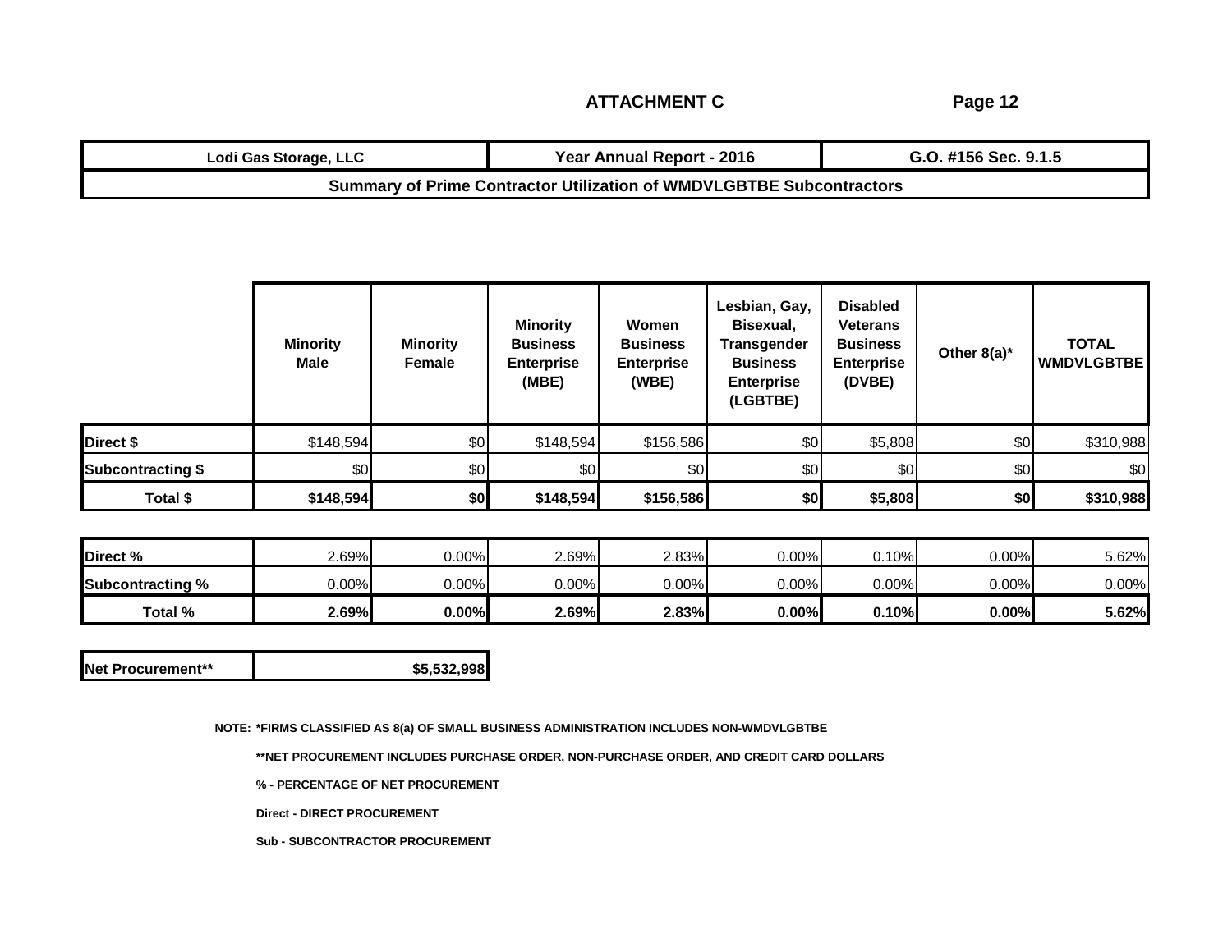## ATTACHMENT C

| Lodi Gas Storage, LLC | Year Annual Report - 2016 | G.O. #156 Sec. 9.1.5 |
|---|---|---|
| **Summary of Prime Contractor Utilization of WMDVLGBTBE Subcontractors** | | |

| | Minority Male | Minority Female | Minority Business Enterprise (MBE) | Women Business Enterprise (WBE) | Lesbian, Gay, Bisexual, Transgender Business Enterprise (LGBTBE) | Disabled Veterans Business Enterprise (DVBE) | Other 8(a)* | TOTAL WMDVLGBTBE |
|---|---|---|---|---|---|---|---|---|
| **Direct $** | $148,594 | $0 | $148,594 | $156,586 | $0 | $5,808 | $0 | $310,988 |
| **Subcontracting $** | $0 | $0 | $0 | $0 | $0 | $0 | $0 | $0 |
| **Total $** | **$148,594** | **$0** | **$148,594** | **$156,586** | **$0** | **$5,808** | **$0** | **$310,988** |
| **Direct %** | 2.69% | 0.00% | 2.69% | 2.83% | 0.00% | 0.10% | 0.00% | 5.62% |
| **Subcontracting %** | 0.00% | 0.00% | 0.00% | 0.00% | 0.00% | 0.00% | 0.00% | 0.00% |
| **Total %** | **2.69%** | **0.00%** | **2.69%** | **2.83%** | **0.00%** | **0.10%** | **0.00%** | **5.62%** |

| **Net Procurement**** | **$5,532,998** |
|---|---|

NOTE: *FIRMS CLASSIFIED AS 8(a) OF SMALL BUSINESS ADMINISTRATION INCLUDES NON-WMDVLGBTBE

**NET PROCUREMENT INCLUDES PURCHASE ORDER, NON-PURCHASE ORDER, AND CREDIT CARD DOLLARS

% - PERCENTAGE OF NET PROCUREMENT

Direct - DIRECT PROCUREMENT

Sub - SUBCONTRACTOR PROCUREMENT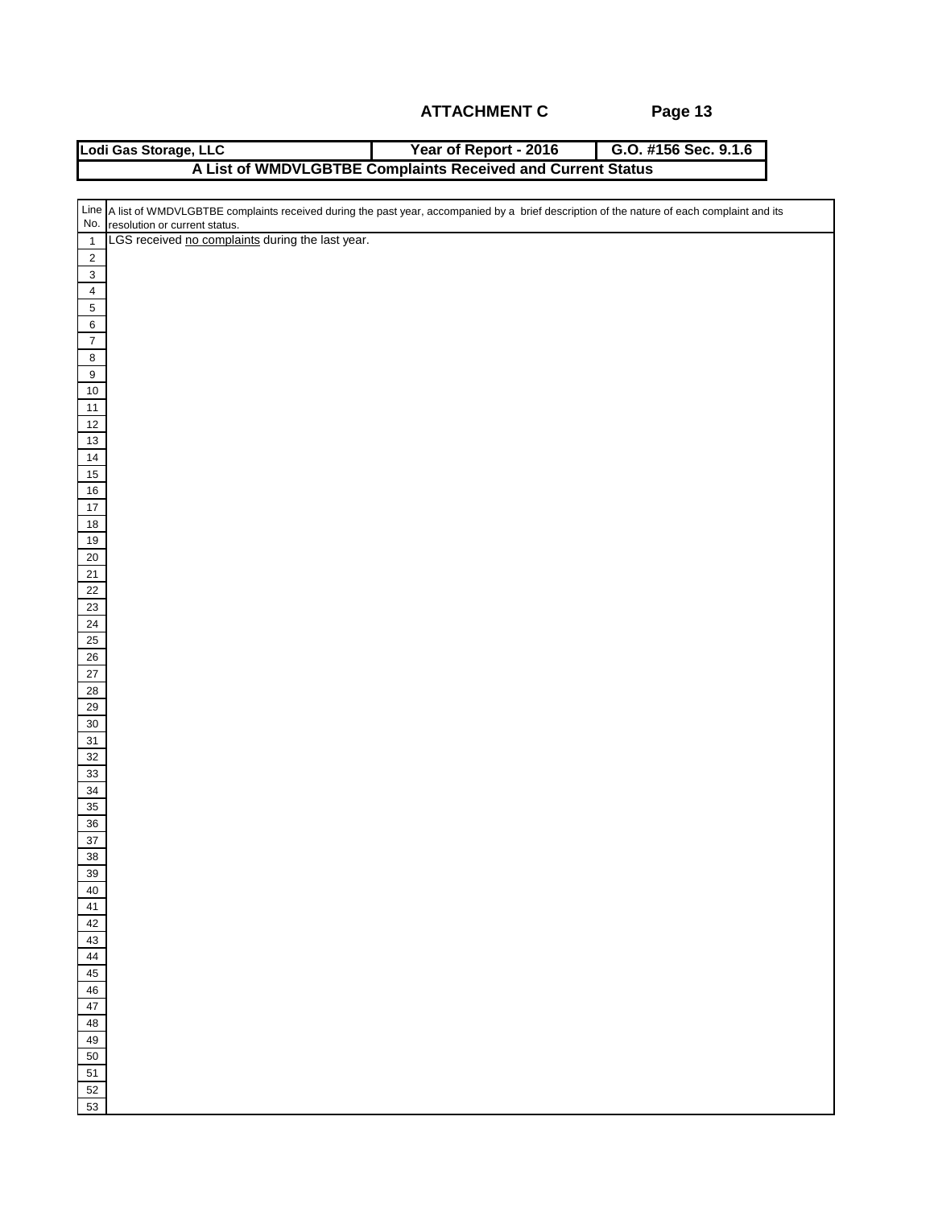**ATTACHMENT C**

| Lodi Gas Storage, LLC | Year of Report - 2016 | G.O. #156 Sec. 9.1.6 |
|---|---|---|
| **A List of WMDVLGBTBE Complaints Received and Current Status** | | |

| Line No. | A list of WMDVLGBTBE complaints received during the past year, accompanied by a brief description of the nature of each complaint and its resolution or current status. |
|---|---|
| 1 | LGS received <u>no complaints</u> during the last year. |
| 2 | |
| 3 | |
| 4 | |
| 5 | |
| 6 | |
| 7 | |
| 8 | |
| 9 | |
| 10 | |
| 11 | |
| 12 | |
| 13 | |
| 14 | |
| 15 | |
| 16 | |
| 17 | |
| 18 | |
| 19 | |
| 20 | |
| 21 | |
| 22 | |
| 23 | |
| 24 | |
| 25 | |
| 26 | |
| 27 | |
| 28 | |
| 29 | |
| 30 | |
| 31 | |
| 32 | |
| 33 | |
| 34 | |
| 35 | |
| 36 | |
| 37 | |
| 38 | |
| 39 | |
| 40 | |
| 41 | |
| 42 | |
| 43 | |
| 44 | |
| 45 | |
| 46 | |
| 47 | |
| 48 | |
| 49 | |
| 50 | |
| 51 | |
| 52 | |
| 53 | |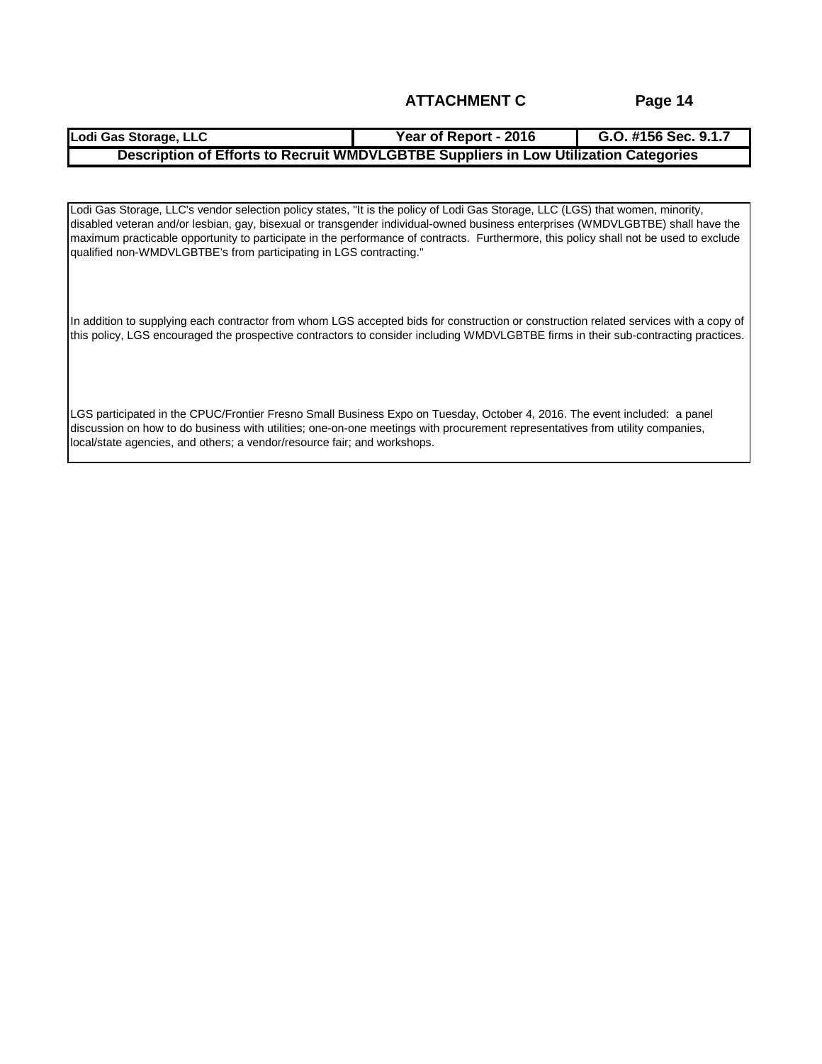**ATTACHMENT C**

| Lodi Gas Storage, LLC | Year of Report - 2016 | G.O. #156 Sec. 9.1.7 |
|---|---|---|
| **Description of Efforts to Recruit WMDVLGBTBE Suppliers in Low Utilization Categories** | | |

Lodi Gas Storage, LLC's vendor selection policy states, "It is the policy of Lodi Gas Storage, LLC (LGS) that women, minority, disabled veteran and/or lesbian, gay, bisexual or transgender individual-owned business enterprises (WMDVLGBTBE) shall have the maximum practicable opportunity to participate in the performance of contracts. Furthermore, this policy shall not be used to exclude qualified non-WMDVLGBTBE's from participating in LGS contracting."

In addition to supplying each contractor from whom LGS accepted bids for construction or construction related services with a copy of this policy, LGS encouraged the prospective contractors to consider including WMDVLGBTBE firms in their sub-contracting practices.

LGS participated in the CPUC/Frontier Fresno Small Business Expo on Tuesday, October 4, 2016. The event included: a panel discussion on how to do business with utilities; one-on-one meetings with procurement representatives from utility companies, local/state agencies, and others; a vendor/resource fair; and workshops.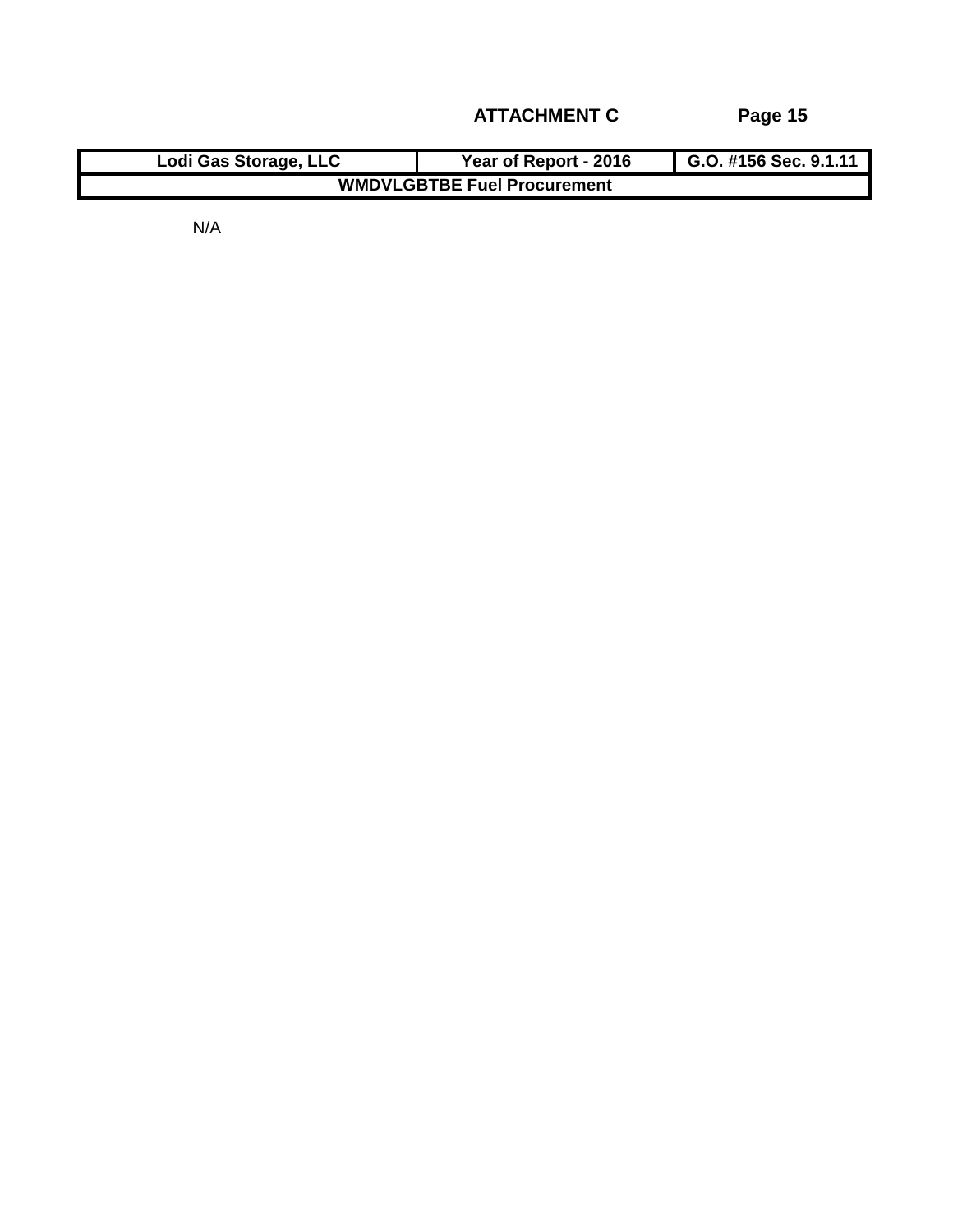**ATTACHMENT C**

| Lodi Gas Storage, LLC | Year of Report - 2016 | G.O. #156 Sec. 9.1.11 |
|---|---|---|
| **WMDVLGBTBE Fuel Procurement** | | |

N/A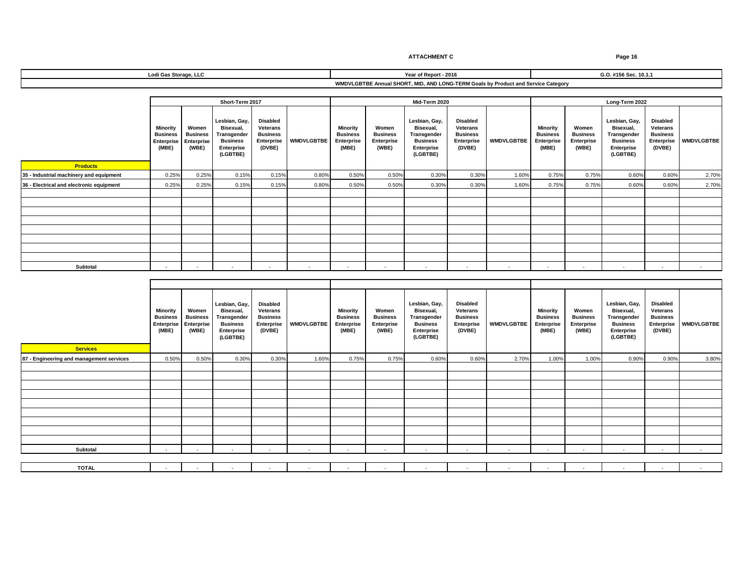**ATTACHMENT C**

| Lodi Gas Storage, LLC | Year of Report - 2016 | G.O. #156 Sec. 10.1.1 |
|---|---|---|

**WMDVLGBTBE Annual SHORT, MID, AND LONG-TERM Goals by Product and Service Category**

| | Short-Term 2017 | | | | | Mid-Term 2020 | | | | | Long-Term 2022 | | | | |
|---|---|---|---|---|---|---|---|---|---|---|---|---|---|---|---|
| **Products** | Minority Business Enterprise (MBE) | Women Business Enterprise (WBE) | Lesbian, Gay, Bisexual, Transgender Business Enterprise (LGBTBE) | Disabled Veterans Business Enterprise (DVBE) | WMDVLGBTBE | Minority Business Enterprise (MBE) | Women Business Enterprise (WBE) | Lesbian, Gay, Bisexual, Transgender Business Enterprise (LGBTBE) | Disabled Veterans Business Enterprise (DVBE) | WMDVLGBTBE | Minority Business Enterprise (MBE) | Women Business Enterprise (WBE) | Lesbian, Gay, Bisexual, Transgender Business Enterprise (LGBTBE) | Disabled Veterans Business Enterprise (DVBE) | WMDVLGBTBE |
| 35 - Industrial machinery and equipment | 0.25% | 0.25% | 0.15% | 0.15% | 0.80% | 0.50% | 0.50% | 0.30% | 0.30% | 1.60% | 0.75% | 0.75% | 0.60% | 0.60% | 2.70% |
| 36 - Electrical and electronic equipment | 0.25% | 0.25% | 0.15% | 0.15% | 0.80% | 0.50% | 0.50% | 0.30% | 0.30% | 1.60% | 0.75% | 0.75% | 0.60% | 0.60% | 2.70% |
| Subtotal | - | - | - | - | - | - | - | - | - | - | - | - | - | - | - |

| **Services** | Minority Business Enterprise (MBE) | Women Business Enterprise (WBE) | Lesbian, Gay, Bisexual, Transgender Business Enterprise (LGBTBE) | Disabled Veterans Business Enterprise (DVBE) | WMDVLGBTBE | Minority Business Enterprise (MBE) | Women Business Enterprise (WBE) | Lesbian, Gay, Bisexual, Transgender Business Enterprise (LGBTBE) | Disabled Veterans Business Enterprise (DVBE) | WMDVLGBTBE | Minority Business Enterprise (MBE) | Women Business Enterprise (WBE) | Lesbian, Gay, Bisexual, Transgender Business Enterprise (LGBTBE) | Disabled Veterans Business Enterprise (DVBE) | WMDVLGBTBE |
|---|---|---|---|---|---|---|---|---|---|---|---|---|---|---|---|
| 87 - Engineering and management services | 0.50% | 0.50% | 0.30% | 0.30% | 1.60% | 0.75% | 0.75% | 0.60% | 0.60% | 2.70% | 1.00% | 1.00% | 0.90% | 0.90% | 3.80% |
| Subtotal | - | - | - | - | - | - | - | - | - | - | - | - | - | - | - |
| **TOTAL** | - | - | - | - | - | - | - | - | - | - | - | - | - | - | - |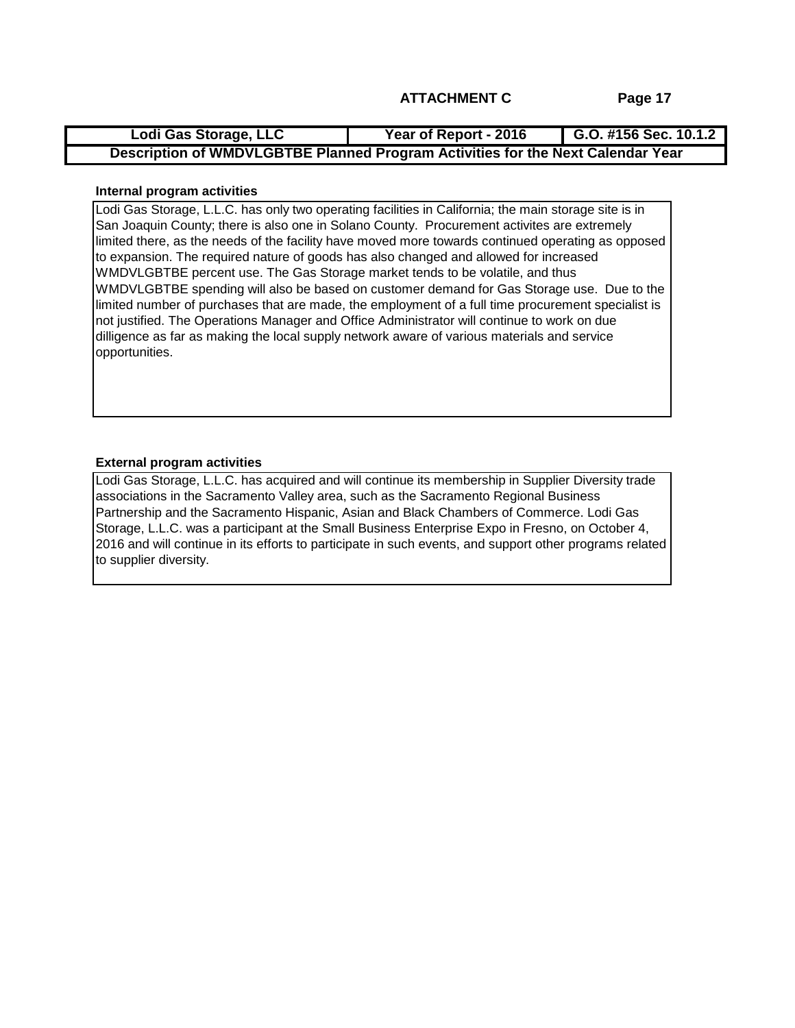**ATTACHMENT C**

| Lodi Gas Storage, LLC | Year of Report - 2016 | G.O. #156 Sec. 10.1.2 |
|---|---|---|
| **Description of WMDVLGBTBE Planned Program Activities for the Next Calendar Year** | | |

**Internal program activities**

Lodi Gas Storage, L.L.C. has only two operating facilities in California; the main storage site is in San Joaquin County; there is also one in Solano County. Procurement activites are extremely limited there, as the needs of the facility have moved more towards continued operating as opposed to expansion. The required nature of goods has also changed and allowed for increased WMDVLGBTBE percent use. The Gas Storage market tends to be volatile, and thus WMDVLGBTBE spending will also be based on customer demand for Gas Storage use. Due to the limited number of purchases that are made, the employment of a full time procurement specialist is not justified. The Operations Manager and Office Administrator will continue to work on due dilligence as far as making the local supply network aware of various materials and service opportunities.

**External program activities**

Lodi Gas Storage, L.L.C. has acquired and will continue its membership in Supplier Diversity trade associations in the Sacramento Valley area, such as the Sacramento Regional Business Partnership and the Sacramento Hispanic, Asian and Black Chambers of Commerce. Lodi Gas Storage, L.L.C. was a participant at the Small Business Enterprise Expo in Fresno, on October 4, 2016 and will continue in its efforts to participate in such events, and support other programs related to supplier diversity.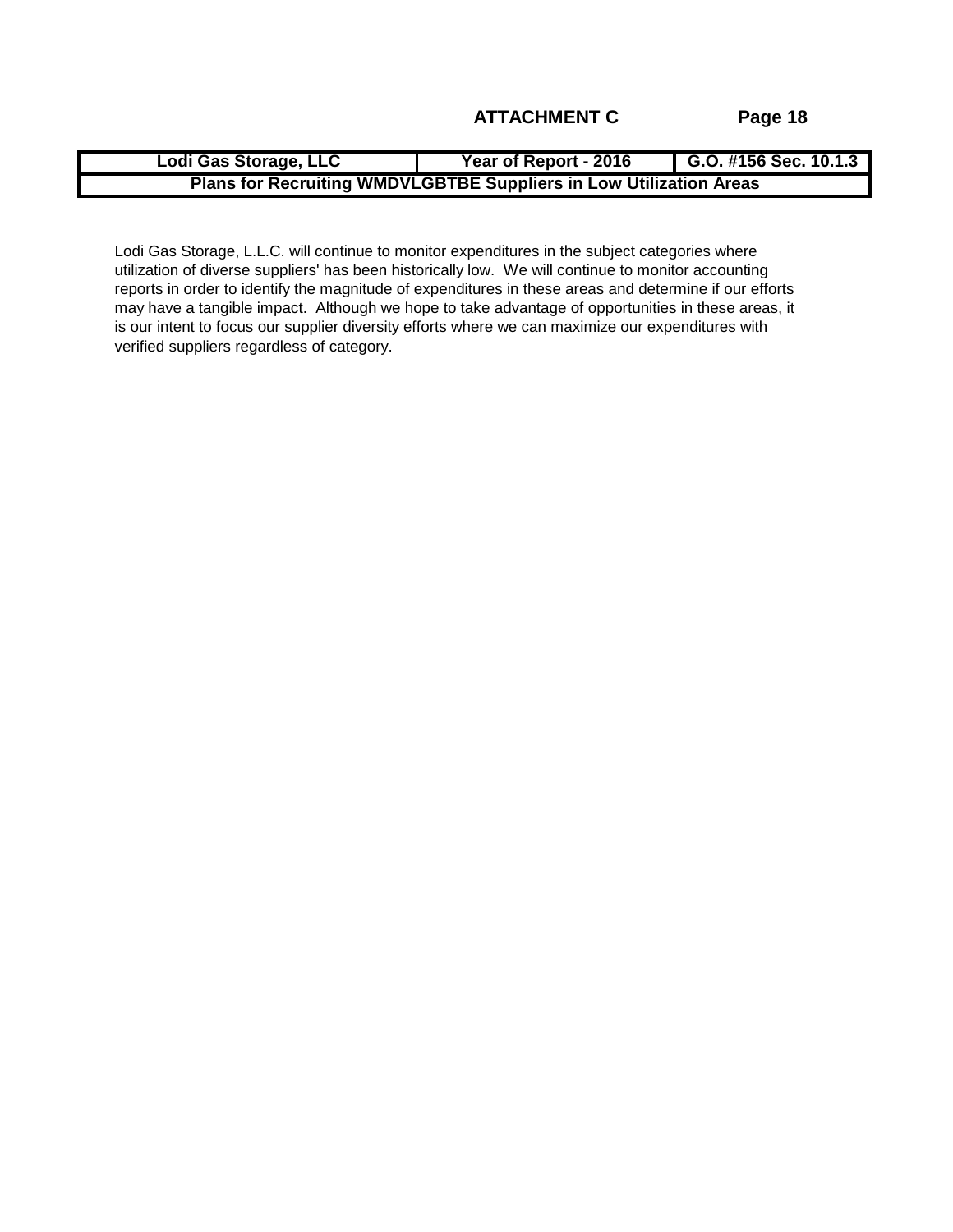**ATTACHMENT C**

| Lodi Gas Storage, LLC | Year of Report - 2016 | G.O. #156 Sec. 10.1.3 |
|---|---|---|
| **Plans for Recruiting WMDVLGBTBE Suppliers in Low Utilization Areas** | | |

Lodi Gas Storage, L.L.C. will continue to monitor expenditures in the subject categories where utilization of diverse suppliers' has been historically low. We will continue to monitor accounting reports in order to identify the magnitude of expenditures in these areas and determine if our efforts may have a tangible impact. Although we hope to take advantage of opportunities in these areas, it is our intent to focus our supplier diversity efforts where we can maximize our expenditures with verified suppliers regardless of category.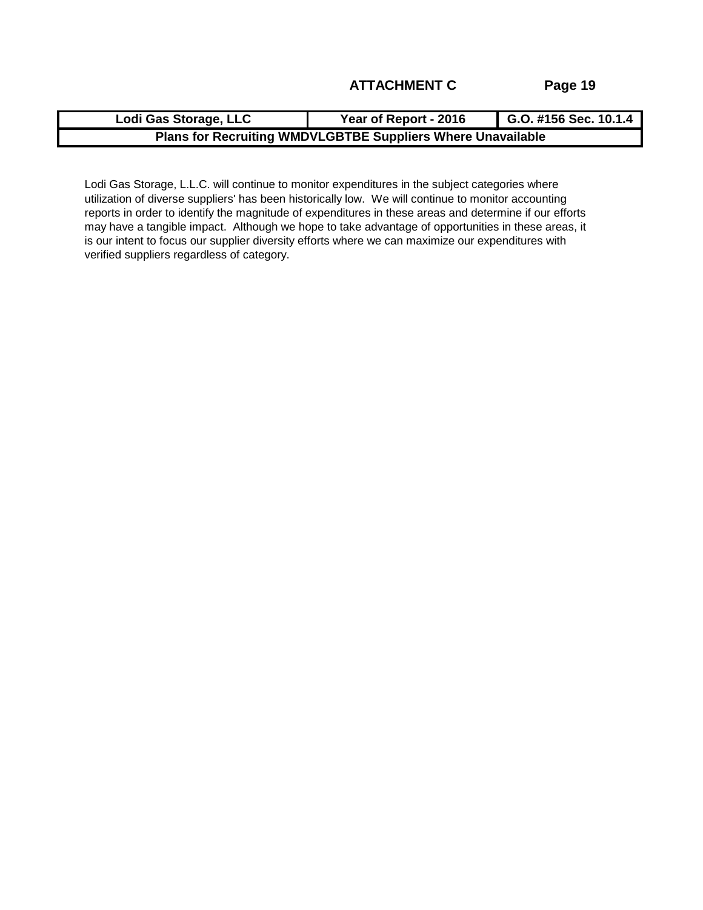**ATTACHMENT C**

| Lodi Gas Storage, LLC | Year of Report - 2016 | G.O. #156 Sec. 10.1.4 |
|---|---|---|
| **Plans for Recruiting WMDVLGBTBE Suppliers Where Unavailable** | | |

Lodi Gas Storage, L.L.C. will continue to monitor expenditures in the subject categories where utilization of diverse suppliers' has been historically low. We will continue to monitor accounting reports in order to identify the magnitude of expenditures in these areas and determine if our efforts may have a tangible impact. Although we hope to take advantage of opportunities in these areas, it is our intent to focus our supplier diversity efforts where we can maximize our expenditures with verified suppliers regardless of category.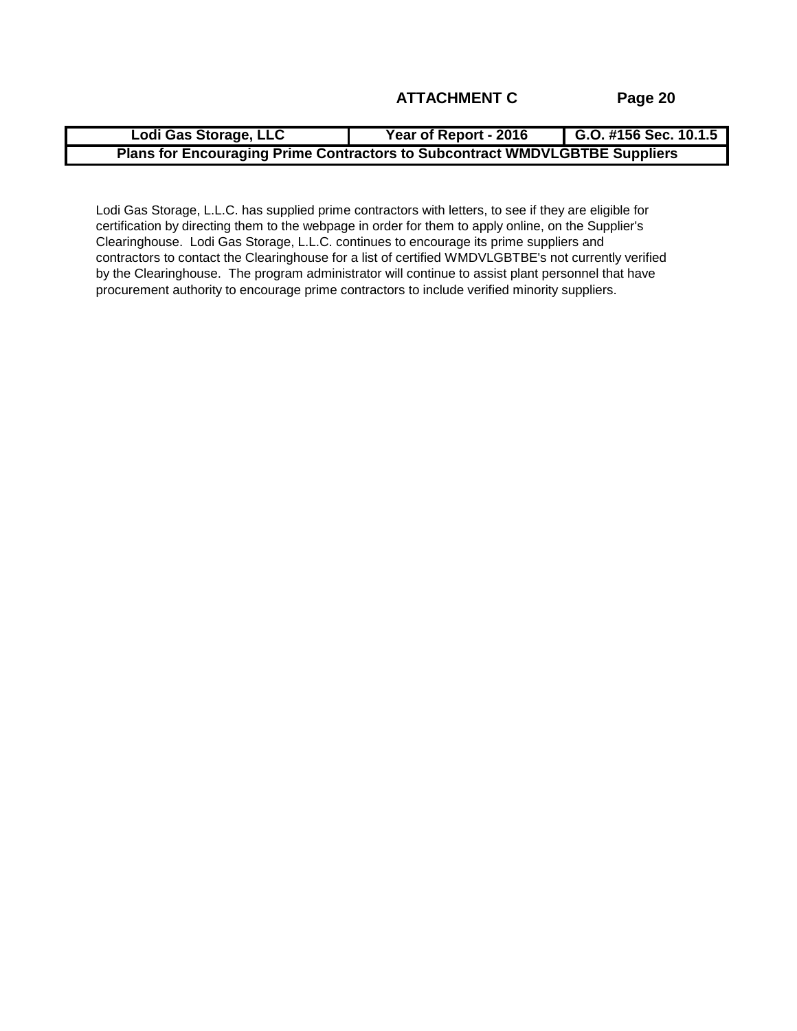**ATTACHMENT C**

| Lodi Gas Storage, LLC | Year of Report - 2016 | G.O. #156 Sec. 10.1.5 |
| --- | --- | --- |
| Plans for Encouraging Prime Contractors to Subcontract WMDVLGBTBE Suppliers | | |

Lodi Gas Storage, L.L.C. has supplied prime contractors with letters, to see if they are eligible for certification by directing them to the webpage in order for them to apply online, on the Supplier's Clearinghouse. Lodi Gas Storage, L.L.C. continues to encourage its prime suppliers and contractors to contact the Clearinghouse for a list of certified WMDVLGBTBE's not currently verified by the Clearinghouse. The program administrator will continue to assist plant personnel that have procurement authority to encourage prime contractors to include verified minority suppliers.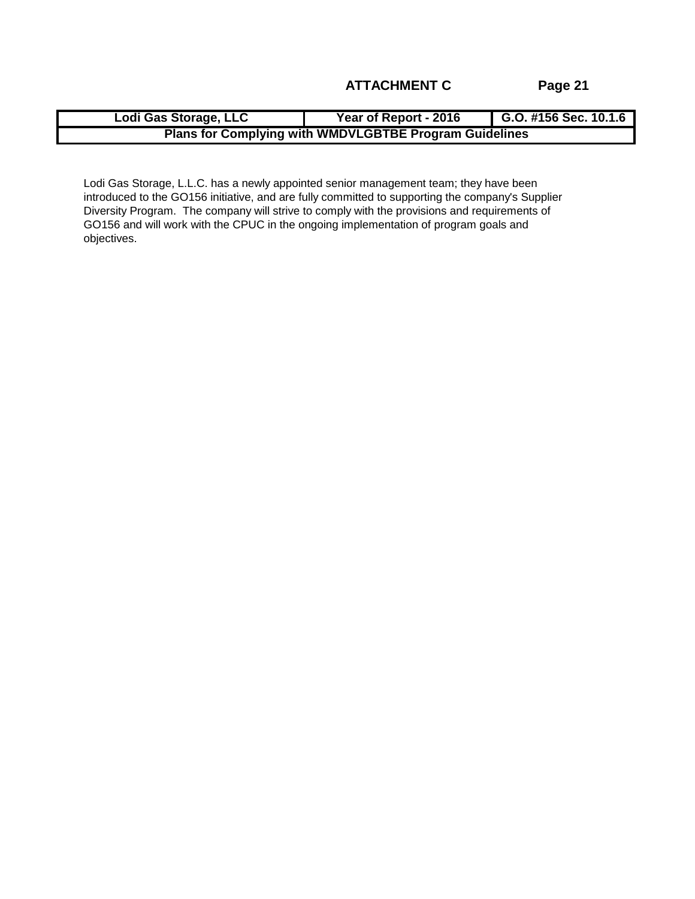**ATTACHMENT C**

| Lodi Gas Storage, LLC | Year of Report - 2016 | G.O. #156 Sec. 10.1.6 |
|---|---|---|
| **Plans for Complying with WMDVLGBTBE Program Guidelines** | | |

Lodi Gas Storage, L.L.C. has a newly appointed senior management team; they have been introduced to the GO156 initiative, and are fully committed to supporting the company's Supplier Diversity Program. The company will strive to comply with the provisions and requirements of GO156 and will work with the CPUC in the ongoing implementation of program goals and objectives.